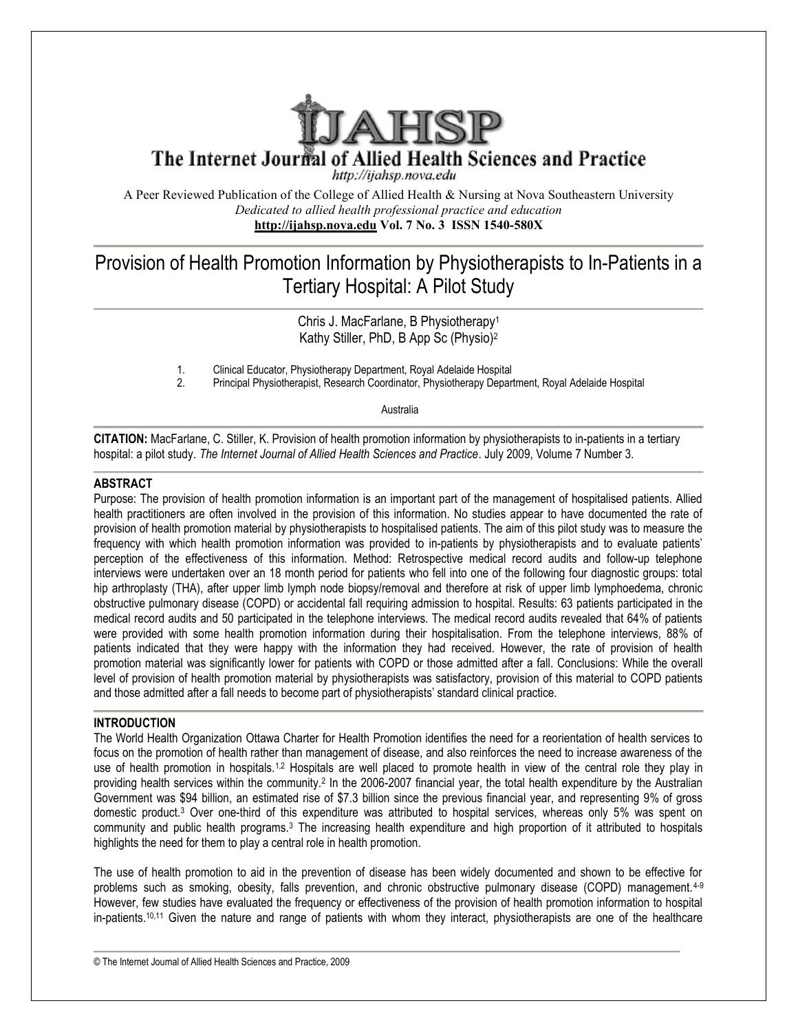# The Internet Journal of Allied Health Sciences and Practice

http://ijahsp.nova.edu

A Peer Reviewed Publication of the College of Allied Health & Nursing at Nova Southeastern University
*Dedicated to allied health professional practice and education*
**http://ijahsp.nova.edu Vol. 7 No. 3 ISSN 1540-580X**

# Provision of Health Promotion Information by Physiotherapists to In-Patients in a Tertiary Hospital: A Pilot Study

Chris J. MacFarlane, B Physiotherapy[1]
Kathy Stiller, PhD, B App Sc (Physio)[2]

1. Clinical Educator, Physiotherapy Department, Royal Adelaide Hospital
2. Principal Physiotherapist, Research Coordinator, Physiotherapy Department, Royal Adelaide Hospital

Australia

**CITATION:** MacFarlane, C. Stiller, K. Provision of health promotion information by physiotherapists to in-patients in a tertiary hospital: a pilot study. *The Internet Journal of Allied Health Sciences and Practice*. July 2009, Volume 7 Number 3.

## ABSTRACT

Purpose: The provision of health promotion information is an important part of the management of hospitalised patients. Allied health practitioners are often involved in the provision of this information. No studies appear to have documented the rate of provision of health promotion material by physiotherapists to hospitalised patients. The aim of this pilot study was to measure the frequency with which health promotion information was provided to in-patients by physiotherapists and to evaluate patients' perception of the effectiveness of this information. Method: Retrospective medical record audits and follow-up telephone interviews were undertaken over an 18 month period for patients who fell into one of the following four diagnostic groups: total hip arthroplasty (THA), after upper limb lymph node biopsy/removal and therefore at risk of upper limb lymphoedema, chronic obstructive pulmonary disease (COPD) or accidental fall requiring admission to hospital. Results: 63 patients participated in the medical record audits and 50 participated in the telephone interviews. The medical record audits revealed that 64% of patients were provided with some health promotion information during their hospitalisation. From the telephone interviews, 88% of patients indicated that they were happy with the information they had received. However, the rate of provision of health promotion material was significantly lower for patients with COPD or those admitted after a fall. Conclusions: While the overall level of provision of health promotion material by physiotherapists was satisfactory, provision of this material to COPD patients and those admitted after a fall needs to become part of physiotherapists' standard clinical practice.

## INTRODUCTION

The World Health Organization Ottawa Charter for Health Promotion identifies the need for a reorientation of health services to focus on the promotion of health rather than management of disease, and also reinforces the need to increase awareness of the use of health promotion in hospitals.[1,2] Hospitals are well placed to promote health in view of the central role they play in providing health services within the community.[2] In the 2006-2007 financial year, the total health expenditure by the Australian Government was $94 billion, an estimated rise of $7.3 billion since the previous financial year, and representing 9% of gross domestic product.[3] Over one-third of this expenditure was attributed to hospital services, whereas only 5% was spent on community and public health programs.[3] The increasing health expenditure and high proportion of it attributed to hospitals highlights the need for them to play a central role in health promotion.

The use of health promotion to aid in the prevention of disease has been widely documented and shown to be effective for problems such as smoking, obesity, falls prevention, and chronic obstructive pulmonary disease (COPD) management.[4-9] However, few studies have evaluated the frequency or effectiveness of the provision of health promotion information to hospital in-patients.[10,11] Given the nature and range of patients with whom they interact, physiotherapists are one of the healthcare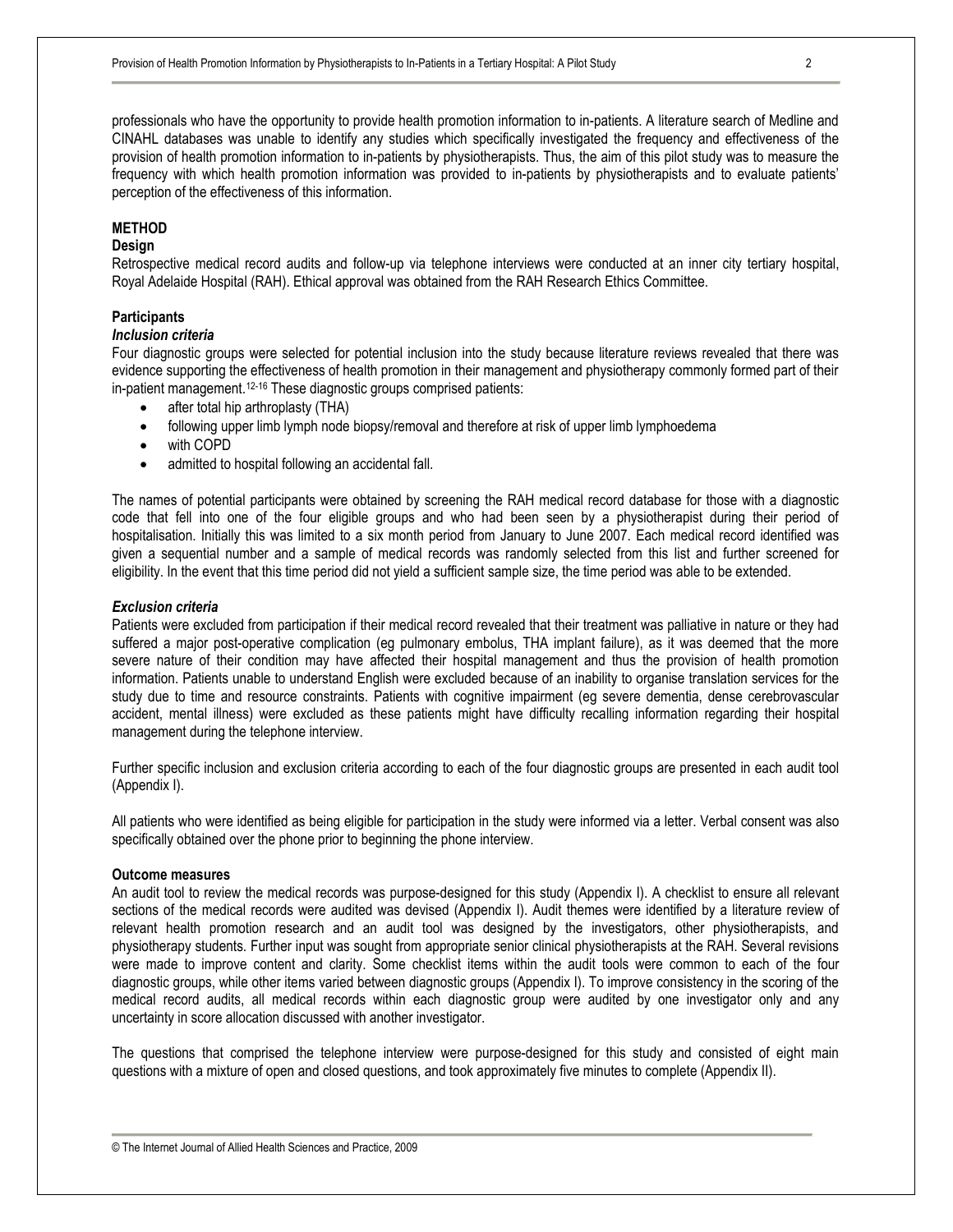professionals who have the opportunity to provide health promotion information to in-patients. A literature search of Medline and CINAHL databases was unable to identify any studies which specifically investigated the frequency and effectiveness of the provision of health promotion information to in-patients by physiotherapists. Thus, the aim of this pilot study was to measure the frequency with which health promotion information was provided to in-patients by physiotherapists and to evaluate patients' perception of the effectiveness of this information.

## METHOD

### Design

Retrospective medical record audits and follow-up via telephone interviews were conducted at an inner city tertiary hospital, Royal Adelaide Hospital (RAH). Ethical approval was obtained from the RAH Research Ethics Committee.

### Participants

#### *Inclusion criteria*

Four diagnostic groups were selected for potential inclusion into the study because literature reviews revealed that there was evidence supporting the effectiveness of health promotion in their management and physiotherapy commonly formed part of their in-patient management.[12-16] These diagnostic groups comprised patients:

- after total hip arthroplasty (THA)
- following upper limb lymph node biopsy/removal and therefore at risk of upper limb lymphoedema
- with COPD
- admitted to hospital following an accidental fall.

The names of potential participants were obtained by screening the RAH medical record database for those with a diagnostic code that fell into one of the four eligible groups and who had been seen by a physiotherapist during their period of hospitalisation. Initially this was limited to a six month period from January to June 2007. Each medical record identified was given a sequential number and a sample of medical records was randomly selected from this list and further screened for eligibility. In the event that this time period did not yield a sufficient sample size, the time period was able to be extended.

#### *Exclusion criteria*

Patients were excluded from participation if their medical record revealed that their treatment was palliative in nature or they had suffered a major post-operative complication (eg pulmonary embolus, THA implant failure), as it was deemed that the more severe nature of their condition may have affected their hospital management and thus the provision of health promotion information. Patients unable to understand English were excluded because of an inability to organise translation services for the study due to time and resource constraints. Patients with cognitive impairment (eg severe dementia, dense cerebrovascular accident, mental illness) were excluded as these patients might have difficulty recalling information regarding their hospital management during the telephone interview.

Further specific inclusion and exclusion criteria according to each of the four diagnostic groups are presented in each audit tool (Appendix I).

All patients who were identified as being eligible for participation in the study were informed via a letter. Verbal consent was also specifically obtained over the phone prior to beginning the phone interview.

### Outcome measures

An audit tool to review the medical records was purpose-designed for this study (Appendix I). A checklist to ensure all relevant sections of the medical records were audited was devised (Appendix I). Audit themes were identified by a literature review of relevant health promotion research and an audit tool was designed by the investigators, other physiotherapists, and physiotherapy students. Further input was sought from appropriate senior clinical physiotherapists at the RAH. Several revisions were made to improve content and clarity. Some checklist items within the audit tools were common to each of the four diagnostic groups, while other items varied between diagnostic groups (Appendix I). To improve consistency in the scoring of the medical record audits, all medical records within each diagnostic group were audited by one investigator only and any uncertainty in score allocation discussed with another investigator.

The questions that comprised the telephone interview were purpose-designed for this study and consisted of eight main questions with a mixture of open and closed questions, and took approximately five minutes to complete (Appendix II).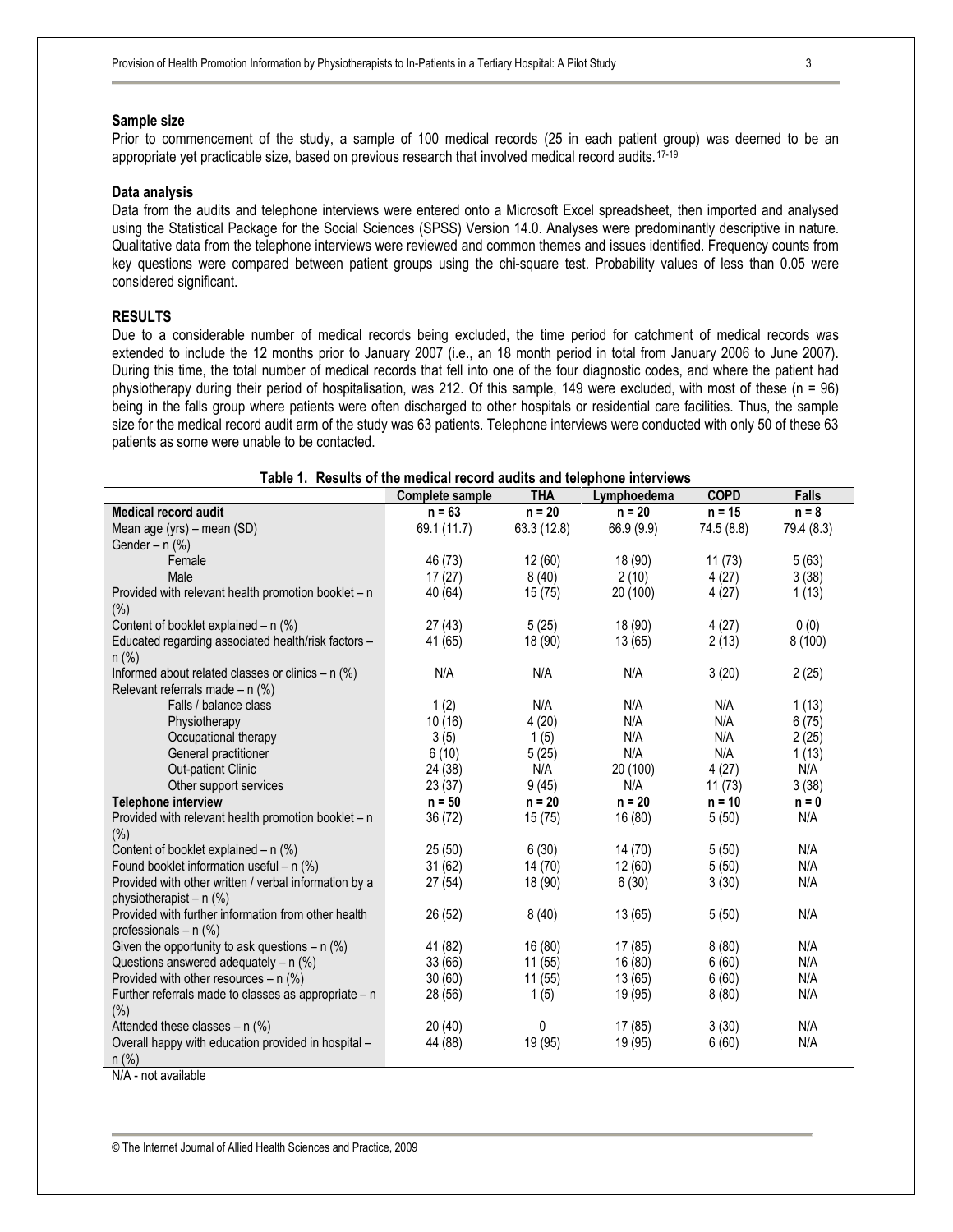### Sample size

Prior to commencement of the study, a sample of 100 medical records (25 in each patient group) was deemed to be an appropriate yet practicable size, based on previous research that involved medical record audits.[17-19]

### Data analysis

Data from the audits and telephone interviews were entered onto a Microsoft Excel spreadsheet, then imported and analysed using the Statistical Package for the Social Sciences (SPSS) Version 14.0. Analyses were predominantly descriptive in nature. Qualitative data from the telephone interviews were reviewed and common themes and issues identified. Frequency counts from key questions were compared between patient groups using the chi-square test. Probability values of less than 0.05 were considered significant.

## RESULTS

Due to a considerable number of medical records being excluded, the time period for catchment of medical records was extended to include the 12 months prior to January 2007 (i.e., an 18 month period in total from January 2006 to June 2007). During this time, the total number of medical records that fell into one of the four diagnostic codes, and where the patient had physiotherapy during their period of hospitalisation, was 212. Of this sample, 149 were excluded, with most of these (n = 96) being in the falls group where patients were often discharged to other hospitals or residential care facilities. Thus, the sample size for the medical record audit arm of the study was 63 patients. Telephone interviews were conducted with only 50 of these 63 patients as some were unable to be contacted.

**Table 1. Results of the medical record audits and telephone interviews**

| | Complete sample | THA | Lymphoedema | COPD | Falls |
|---|---|---|---|---|---|
| **Medical record audit** | **n = 63** | **n = 20** | **n = 20** | **n = 15** | **n = 8** |
| Mean age (yrs) – mean (SD) | 69.1 (11.7) | 63.3 (12.8) | 66.9 (9.9) | 74.5 (8.8) | 79.4 (8.3) |
| Gender – n (%) | | | | | |
| Female | 46 (73) | 12 (60) | 18 (90) | 11 (73) | 5 (63) |
| Male | 17 (27) | 8 (40) | 2 (10) | 4 (27) | 3 (38) |
| Provided with relevant health promotion booklet – n (%) | 40 (64) | 15 (75) | 20 (100) | 4 (27) | 1 (13) |
| Content of booklet explained – n (%) | 27 (43) | 5 (25) | 18 (90) | 4 (27) | 0 (0) |
| Educated regarding associated health/risk factors – n (%) | 41 (65) | 18 (90) | 13 (65) | 2 (13) | 8 (100) |
| Informed about related classes or clinics – n (%) | N/A | N/A | N/A | 3 (20) | 2 (25) |
| Relevant referrals made – n (%) | | | | | |
| Falls / balance class | 1 (2) | N/A | N/A | N/A | 1 (13) |
| Physiotherapy | 10 (16) | 4 (20) | N/A | N/A | 6 (75) |
| Occupational therapy | 3 (5) | 1 (5) | N/A | N/A | 2 (25) |
| General practitioner | 6 (10) | 5 (25) | N/A | N/A | 1 (13) |
| Out-patient Clinic | 24 (38) | N/A | 20 (100) | 4 (27) | N/A |
| Other support services | 23 (37) | 9 (45) | N/A | 11 (73) | 3 (38) |
| **Telephone interview** | **n = 50** | **n = 20** | **n = 20** | **n = 10** | **n = 0** |
| Provided with relevant health promotion booklet – n (%) | 36 (72) | 15 (75) | 16 (80) | 5 (50) | N/A |
| Content of booklet explained – n (%) | 25 (50) | 6 (30) | 14 (70) | 5 (50) | N/A |
| Found booklet information useful – n (%) | 31 (62) | 14 (70) | 12 (60) | 5 (50) | N/A |
| Provided with other written / verbal information by a physiotherapist – n (%) | 27 (54) | 18 (90) | 6 (30) | 3 (30) | N/A |
| Provided with further information from other health professionals – n (%) | 26 (52) | 8 (40) | 13 (65) | 5 (50) | N/A |
| Given the opportunity to ask questions – n (%) | 41 (82) | 16 (80) | 17 (85) | 8 (80) | N/A |
| Questions answered adequately – n (%) | 33 (66) | 11 (55) | 16 (80) | 6 (60) | N/A |
| Provided with other resources – n (%) | 30 (60) | 11 (55) | 13 (65) | 6 (60) | N/A |
| Further referrals made to classes as appropriate – n (%) | 28 (56) | 1 (5) | 19 (95) | 8 (80) | N/A |
| Attended these classes – n (%) | 20 (40) | 0 | 17 (85) | 3 (30) | N/A |
| Overall happy with education provided in hospital – n (%) | 44 (88) | 19 (95) | 19 (95) | 6 (60) | N/A |

N/A - not available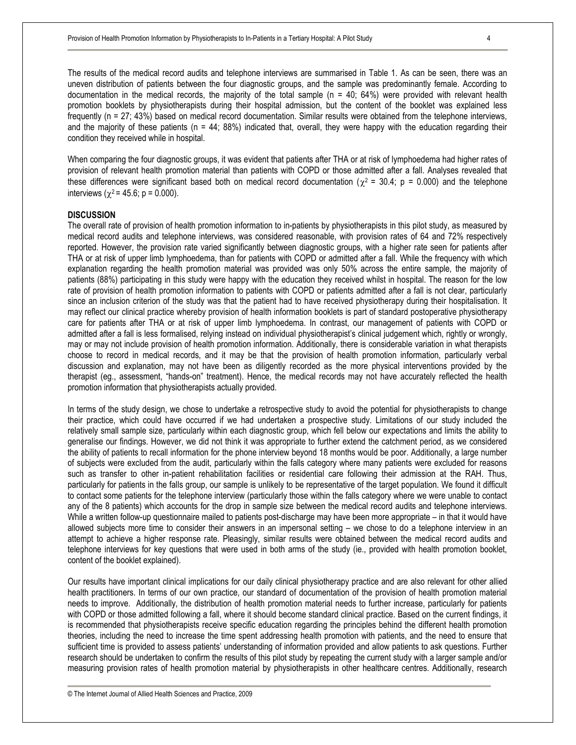The results of the medical record audits and telephone interviews are summarised in Table 1. As can be seen, there was an uneven distribution of patients between the four diagnostic groups, and the sample was predominantly female. According to documentation in the medical records, the majority of the total sample (n = 40; 64%) were provided with relevant health promotion booklets by physiotherapists during their hospital admission, but the content of the booklet was explained less frequently (n = 27; 43%) based on medical record documentation. Similar results were obtained from the telephone interviews, and the majority of these patients (n = 44; 88%) indicated that, overall, they were happy with the education regarding their condition they received while in hospital.

When comparing the four diagnostic groups, it was evident that patients after THA or at risk of lymphoedema had higher rates of provision of relevant health promotion material than patients with COPD or those admitted after a fall. Analyses revealed that these differences were significant based both on medical record documentation ($\chi^2$ = 30.4; p = 0.000) and the telephone interviews ($\chi^2$ = 45.6; p = 0.000).

## DISCUSSION

The overall rate of provision of health promotion information to in-patients by physiotherapists in this pilot study, as measured by medical record audits and telephone interviews, was considered reasonable, with provision rates of 64 and 72% respectively reported. However, the provision rate varied significantly between diagnostic groups, with a higher rate seen for patients after THA or at risk of upper limb lymphoedema, than for patients with COPD or admitted after a fall. While the frequency with which explanation regarding the health promotion material was provided was only 50% across the entire sample, the majority of patients (88%) participating in this study were happy with the education they received whilst in hospital. The reason for the low rate of provision of health promotion information to patients with COPD or patients admitted after a fall is not clear, particularly since an inclusion criterion of the study was that the patient had to have received physiotherapy during their hospitalisation. It may reflect our clinical practice whereby provision of health information booklets is part of standard postoperative physiotherapy care for patients after THA or at risk of upper limb lymphoedema. In contrast, our management of patients with COPD or admitted after a fall is less formalised, relying instead on individual physiotherapist's clinical judgement which, rightly or wrongly, may or may not include provision of health promotion information. Additionally, there is considerable variation in what therapists choose to record in medical records, and it may be that the provision of health promotion information, particularly verbal discussion and explanation, may not have been as diligently recorded as the more physical interventions provided by the therapist (eg., assessment, "hands-on" treatment). Hence, the medical records may not have accurately reflected the health promotion information that physiotherapists actually provided.

In terms of the study design, we chose to undertake a retrospective study to avoid the potential for physiotherapists to change their practice, which could have occurred if we had undertaken a prospective study. Limitations of our study included the relatively small sample size, particularly within each diagnostic group, which fell below our expectations and limits the ability to generalise our findings. However, we did not think it was appropriate to further extend the catchment period, as we considered the ability of patients to recall information for the phone interview beyond 18 months would be poor. Additionally, a large number of subjects were excluded from the audit, particularly within the falls category where many patients were excluded for reasons such as transfer to other in-patient rehabilitation facilities or residential care following their admission at the RAH. Thus, particularly for patients in the falls group, our sample is unlikely to be representative of the target population. We found it difficult to contact some patients for the telephone interview (particularly those within the falls category where we were unable to contact any of the 8 patients) which accounts for the drop in sample size between the medical record audits and telephone interviews. While a written follow-up questionnaire mailed to patients post-discharge may have been more appropriate – in that it would have allowed subjects more time to consider their answers in an impersonal setting – we chose to do a telephone interview in an attempt to achieve a higher response rate. Pleasingly, similar results were obtained between the medical record audits and telephone interviews for key questions that were used in both arms of the study (ie., provided with health promotion booklet, content of the booklet explained).

Our results have important clinical implications for our daily clinical physiotherapy practice and are also relevant for other allied health practitioners. In terms of our own practice, our standard of documentation of the provision of health promotion material needs to improve. Additionally, the distribution of health promotion material needs to further increase, particularly for patients with COPD or those admitted following a fall, where it should become standard clinical practice. Based on the current findings, it is recommended that physiotherapists receive specific education regarding the principles behind the different health promotion theories, including the need to increase the time spent addressing health promotion with patients, and the need to ensure that sufficient time is provided to assess patients' understanding of information provided and allow patients to ask questions. Further research should be undertaken to confirm the results of this pilot study by repeating the current study with a larger sample and/or measuring provision rates of health promotion material by physiotherapists in other healthcare centres. Additionally, research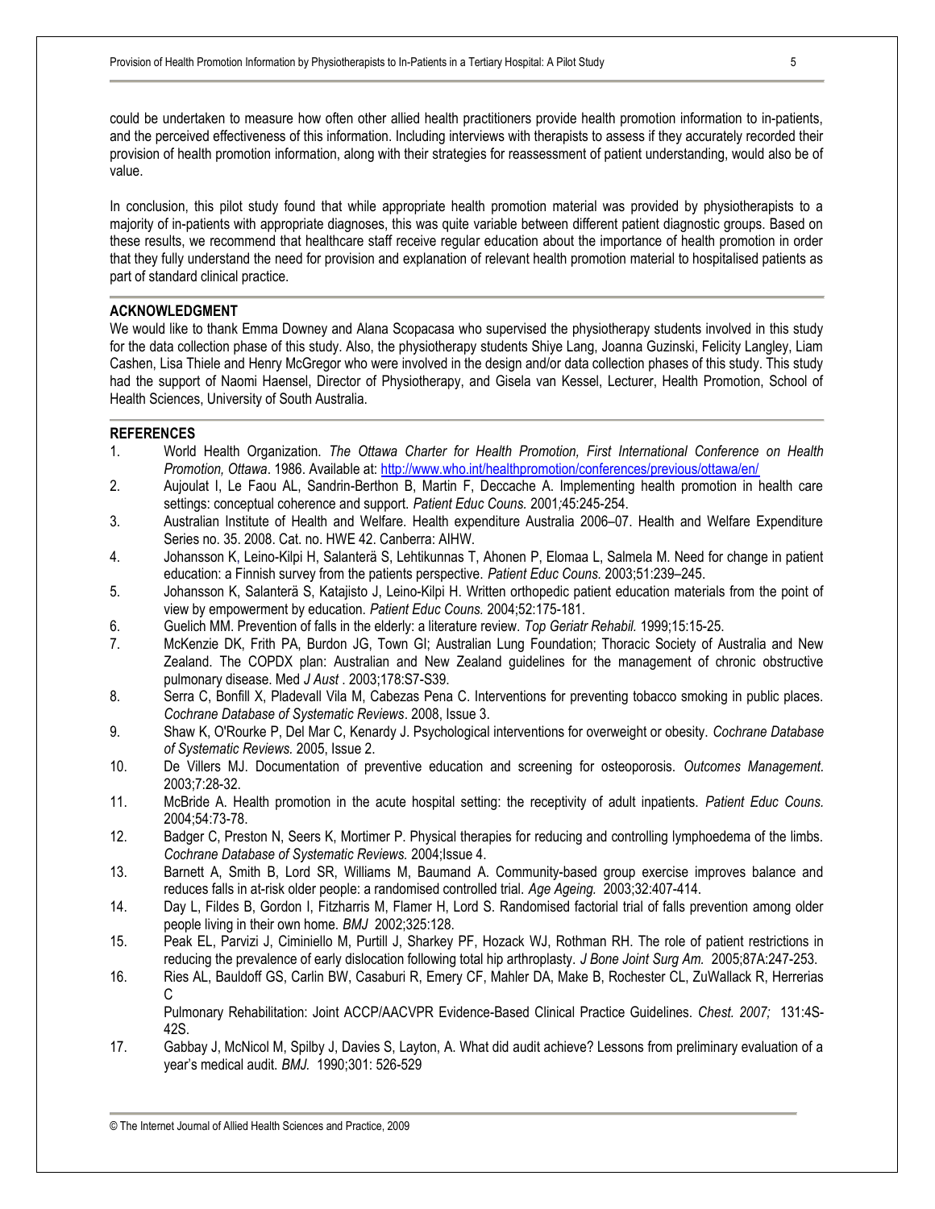could be undertaken to measure how often other allied health practitioners provide health promotion information to in-patients, and the perceived effectiveness of this information. Including interviews with therapists to assess if they accurately recorded their provision of health promotion information, along with their strategies for reassessment of patient understanding, would also be of value.

In conclusion, this pilot study found that while appropriate health promotion material was provided by physiotherapists to a majority of in-patients with appropriate diagnoses, this was quite variable between different patient diagnostic groups. Based on these results, we recommend that healthcare staff receive regular education about the importance of health promotion in order that they fully understand the need for provision and explanation of relevant health promotion material to hospitalised patients as part of standard clinical practice.

## ACKNOWLEDGMENT

We would like to thank Emma Downey and Alana Scopacasa who supervised the physiotherapy students involved in this study for the data collection phase of this study. Also, the physiotherapy students Shiye Lang, Joanna Guzinski, Felicity Langley, Liam Cashen, Lisa Thiele and Henry McGregor who were involved in the design and/or data collection phases of this study. This study had the support of Naomi Haensel, Director of Physiotherapy, and Gisela van Kessel, Lecturer, Health Promotion, School of Health Sciences, University of South Australia.

## REFERENCES

1. World Health Organization. *The Ottawa Charter for Health Promotion, First International Conference on Health Promotion, Ottawa*. 1986. Available at: http://www.who.int/healthpromotion/conferences/previous/ottawa/en/
2. Aujoulat I, Le Faou AL, Sandrin-Berthon B, Martin F, Deccache A. Implementing health promotion in health care settings: conceptual coherence and support. *Patient Educ Couns.* 2001;45:245-254.
3. Australian Institute of Health and Welfare. Health expenditure Australia 2006–07. Health and Welfare Expenditure Series no. 35. 2008. Cat. no. HWE 42. Canberra: AIHW.
4. Johansson K, Leino-Kilpi H, Salanterä S, Lehtikunnas T, Ahonen P, Elomaa L, Salmela M. Need for change in patient education: a Finnish survey from the patients perspective. *Patient Educ Couns.* 2003;51:239–245.
5. Johansson K, Salanterä S, Katajisto J, Leino-Kilpi H. Written orthopedic patient education materials from the point of view by empowerment by education. *Patient Educ Couns.* 2004;52:175-181.
6. Guelich MM. Prevention of falls in the elderly: a literature review. *Top Geriatr Rehabil.* 1999;15:15-25.
7. McKenzie DK, Frith PA, Burdon JG, Town GI; Australian Lung Foundation; Thoracic Society of Australia and New Zealand. The COPDX plan: Australian and New Zealand guidelines for the management of chronic obstructive pulmonary disease. Med *J Aust* . 2003;178:S7-S39.
8. Serra C, Bonfill X, Pladevall Vila M, Cabezas Pena C. Interventions for preventing tobacco smoking in public places. *Cochrane Database of Systematic Reviews*. 2008, Issue 3.
9. Shaw K, O'Rourke P, Del Mar C, Kenardy J. Psychological interventions for overweight or obesity. *Cochrane Database of Systematic Reviews.* 2005, Issue 2.
10. De Villers MJ. Documentation of preventive education and screening for osteoporosis. *Outcomes Management.* 2003;7:28-32.
11. McBride A. Health promotion in the acute hospital setting: the receptivity of adult inpatients. *Patient Educ Couns.* 2004;54:73-78.
12. Badger C, Preston N, Seers K, Mortimer P. Physical therapies for reducing and controlling lymphoedema of the limbs. *Cochrane Database of Systematic Reviews.* 2004;Issue 4.
13. Barnett A, Smith B, Lord SR, Williams M, Baumand A. Community-based group exercise improves balance and reduces falls in at-risk older people: a randomised controlled trial. *Age Ageing.* 2003;32:407-414.
14. Day L, Fildes B, Gordon I, Fitzharris M, Flamer H, Lord S. Randomised factorial trial of falls prevention among older people living in their own home. *BMJ* 2002;325:128.
15. Peak EL, Parvizi J, Ciminiello M, Purtill J, Sharkey PF, Hozack WJ, Rothman RH. The role of patient restrictions in reducing the prevalence of early dislocation following total hip arthroplasty. *J Bone Joint Surg Am.* 2005;87A:247-253.
16. Ries AL, Bauldoff GS, Carlin BW, Casaburi R, Emery CF, Mahler DA, Make B, Rochester CL, ZuWallack R, Herrerias C
    Pulmonary Rehabilitation: Joint ACCP/AACVPR Evidence-Based Clinical Practice Guidelines. *Chest. 2007;* 131:4S-42S.
17. Gabbay J, McNicol M, Spilby J, Davies S, Layton, A. What did audit achieve? Lessons from preliminary evaluation of a year's medical audit. *BMJ.* 1990;301: 526-529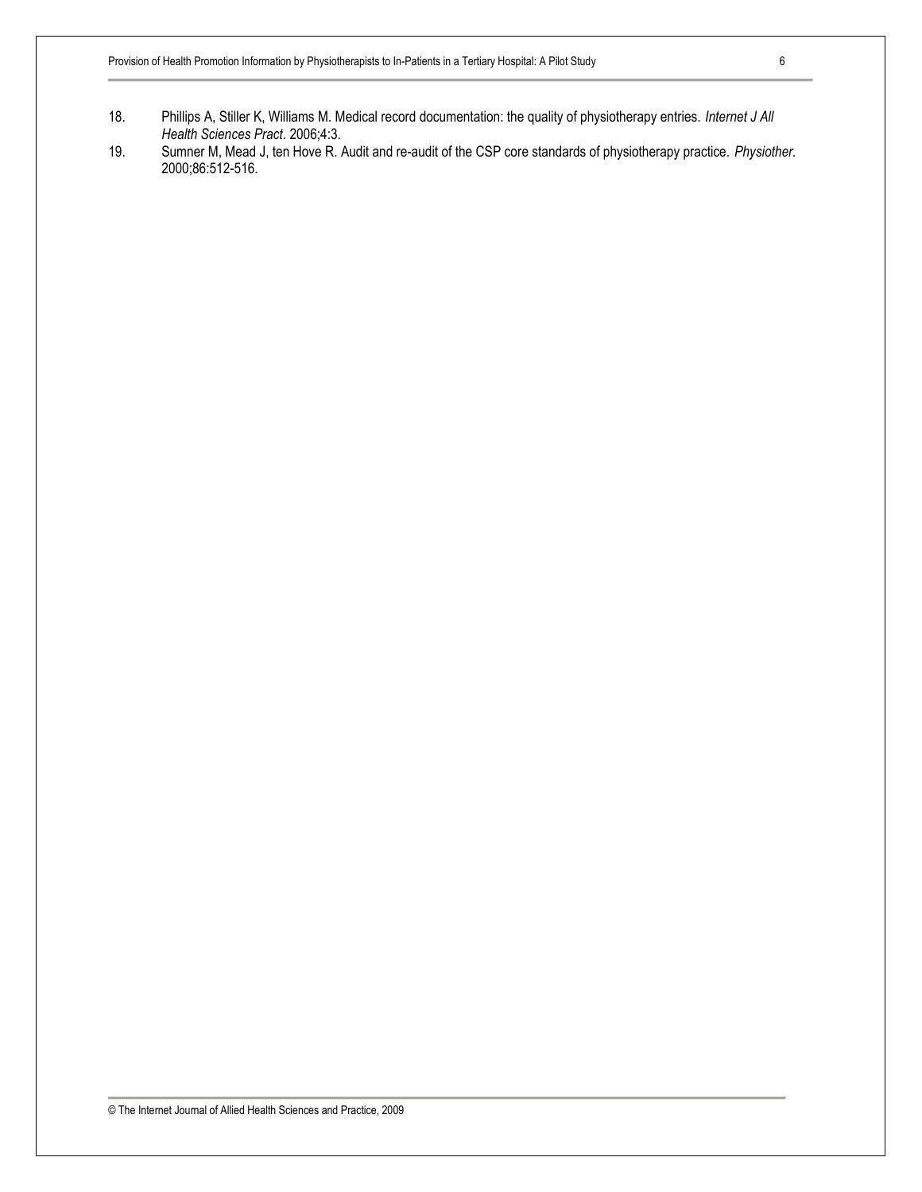18. Phillips A, Stiller K, Williams M. Medical record documentation: the quality of physiotherapy entries. *Internet J All Health Sciences Pract*. 2006;4:3.
19. Sumner M, Mead J, ten Hove R. Audit and re-audit of the CSP core standards of physiotherapy practice. *Physiother*. 2000;86:512-516.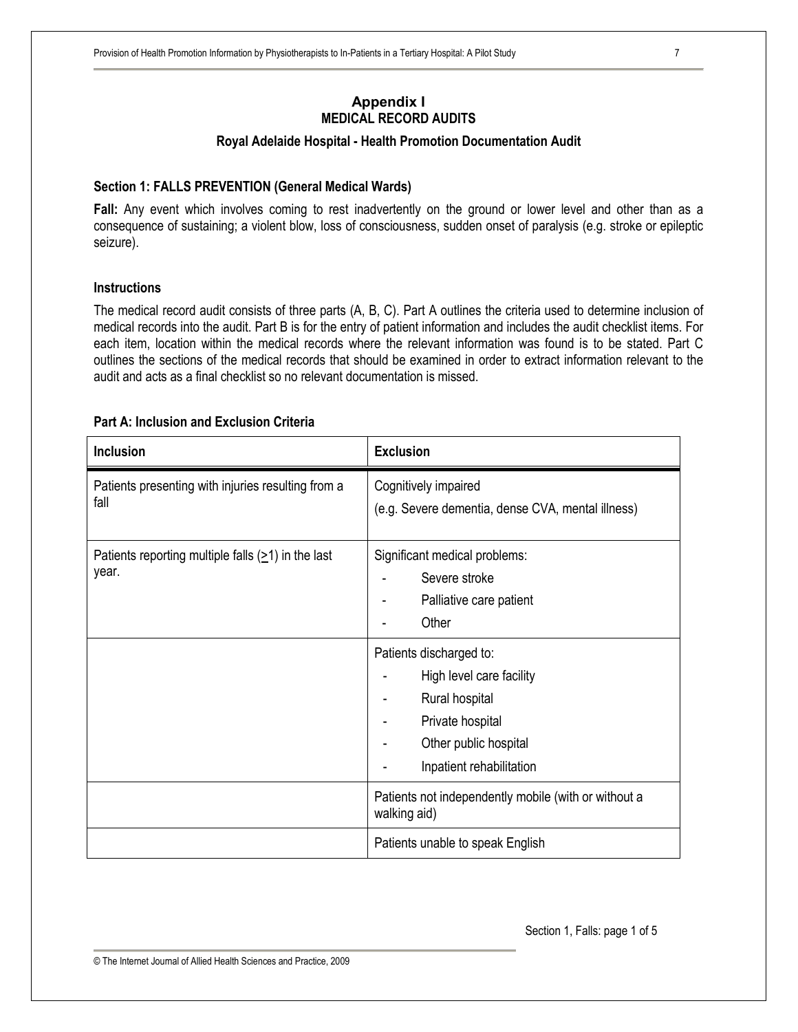# Appendix I
## MEDICAL RECORD AUDITS
### Royal Adelaide Hospital - Health Promotion Documentation Audit

**Section 1: FALLS PREVENTION (General Medical Wards)**

**Fall:** Any event which involves coming to rest inadvertently on the ground or lower level and other than as a consequence of sustaining; a violent blow, loss of consciousness, sudden onset of paralysis (e.g. stroke or epileptic seizure).

**Instructions**

The medical record audit consists of three parts (A, B, C). Part A outlines the criteria used to determine inclusion of medical records into the audit. Part B is for the entry of patient information and includes the audit checklist items. For each item, location within the medical records where the relevant information was found is to be stated. Part C outlines the sections of the medical records that should be examined in order to extract information relevant to the audit and acts as a final checklist so no relevant documentation is missed.

**Part A: Inclusion and Exclusion Criteria**

| Inclusion | Exclusion |
|---|---|
| Patients presenting with injuries resulting from a fall | Cognitively impaired<br>(e.g. Severe dementia, dense CVA, mental illness) |
| Patients reporting multiple falls ($\geq$1) in the last year. | Significant medical problems:<br>- Severe stroke<br>- Palliative care patient<br>- Other |
| | Patients discharged to:<br>- High level care facility<br>- Rural hospital<br>- Private hospital<br>- Other public hospital<br>- Inpatient rehabilitation |
| | Patients not independently mobile (with or without a walking aid) |
| | Patients unable to speak English |

Section 1, Falls: page 1 of 5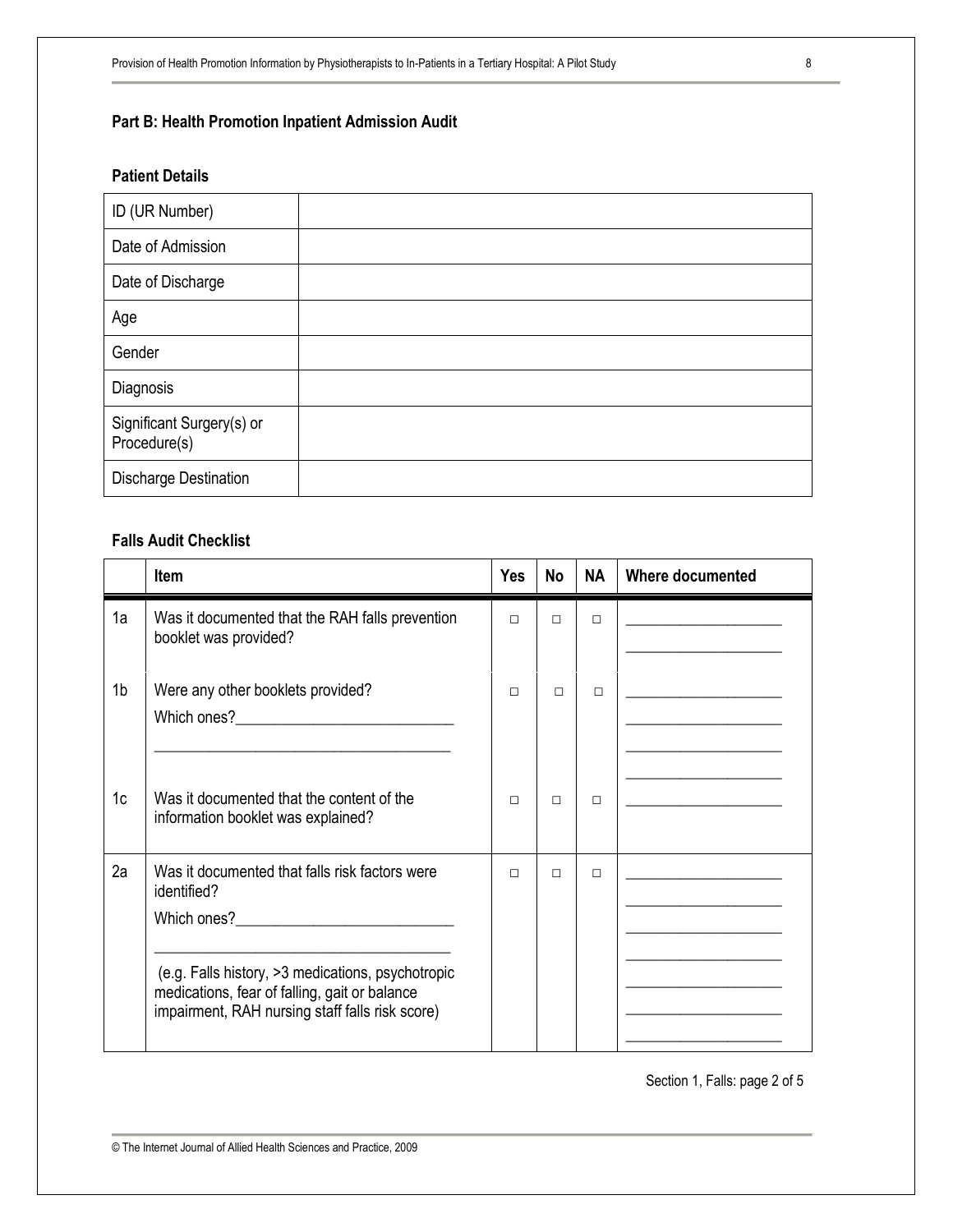## Part B: Health Promotion Inpatient Admission Audit

### Patient Details

| | |
|---|---|
| ID (UR Number) | |
| Date of Admission | |
| Date of Discharge | |
| Age | |
| Gender | |
| Diagnosis | |
| Significant Surgery(s) or Procedure(s) | |
| Discharge Destination | |

### Falls Audit Checklist

| | Item | Yes | No | NA | Where documented |
|---|---|---|---|---|---|
| 1a | Was it documented that the RAH falls prevention booklet was provided? | □ | □ | □ | ____________________ ____________________ |
| 1b | Were any other booklets provided? Which ones?____________________________ ________________________________________ | □ | □ | □ | ____________________ ____________________ ____________________ ____________________ |
| 1c | Was it documented that the content of the information booklet was explained? | □ | □ | □ | ____________________ |
| 2a | Was it documented that falls risk factors were identified? Which ones?____________________________ ________________________________________ (e.g. Falls history, >3 medications, psychotropic medications, fear of falling, gait or balance impairment, RAH nursing staff falls risk score) | □ | □ | □ | ____________________ ____________________ ____________________ ____________________ ____________________ ____________________ ____________________ |

Section 1, Falls: page 2 of 5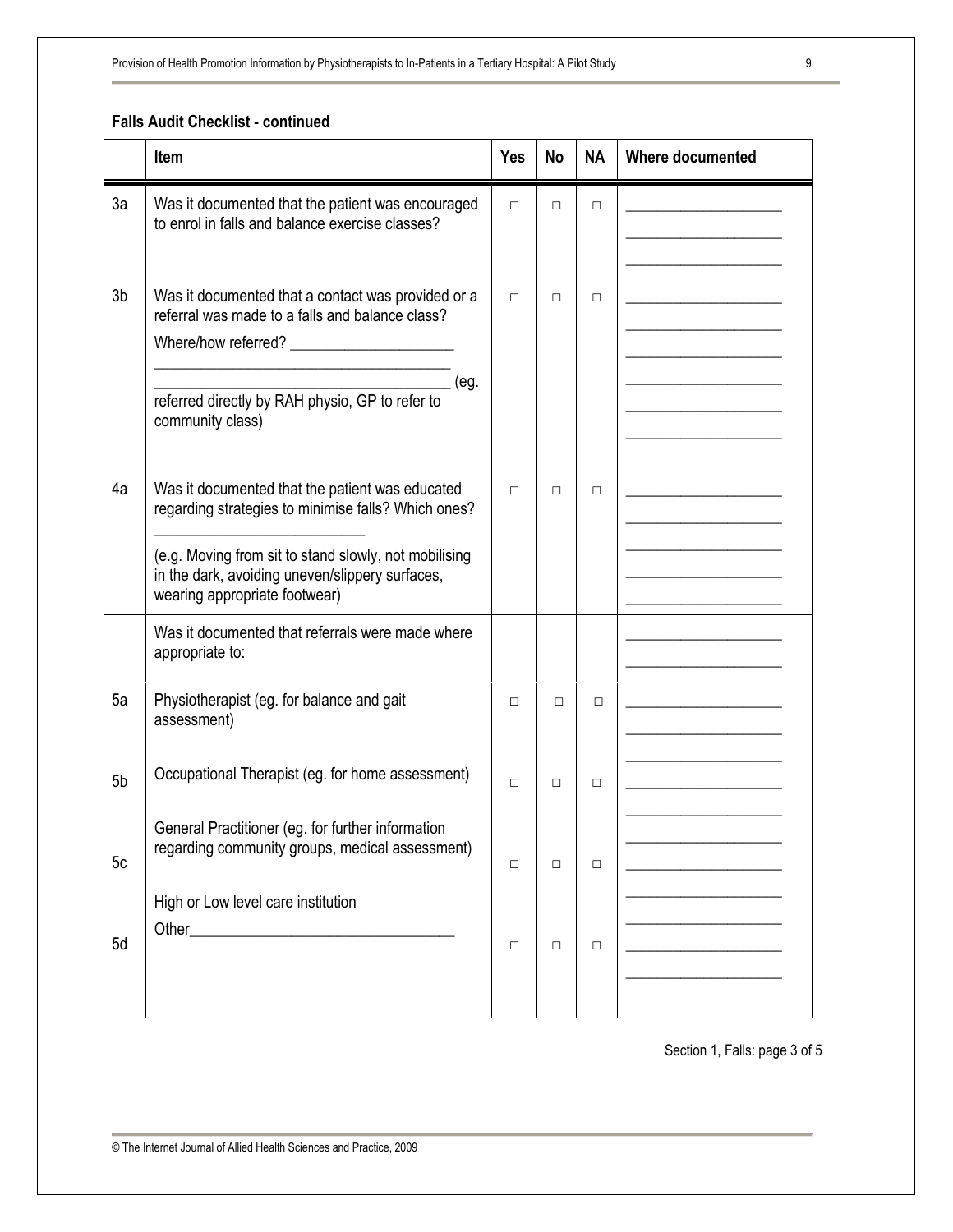**Falls Audit Checklist - continued**

| | Item | Yes | No | NA | Where documented |
|---|---|---|---|---|---|
| 3a | Was it documented that the patient was encouraged to enrol in falls and balance exercise classes? | □ | □ | □ | ___________________ |
| 3b | Was it documented that a contact was provided or a referral was made to a falls and balance class? Where/how referred? ____________________ ____________________________________ ____________________________________ (eg. referred directly by RAH physio, GP to refer to community class) | □ | □ | □ | ___________________ |
| 4a | Was it documented that the patient was educated regarding strategies to minimise falls? Which ones? __________________________ (e.g. Moving from sit to stand slowly, not mobilising in the dark, avoiding uneven/slippery surfaces, wearing appropriate footwear) | □ | □ | □ | ___________________ |
| | Was it documented that referrals were made where appropriate to: | | | | ___________________ |
| 5a | Physiotherapist (eg. for balance and gait assessment) | □ | □ | □ | ___________________ |
| 5b | Occupational Therapist (eg. for home assessment) | □ | □ | □ | ___________________ |
| 5c | General Practitioner (eg. for further information regarding community groups, medical assessment) | □ | □ | □ | ___________________ |
| 5d | High or Low level care institution Other_________________________________ | □ | □ | □ | ___________________ |

Section 1, Falls: page 3 of 5

© The Internet Journal of Allied Health Sciences and Practice, 2009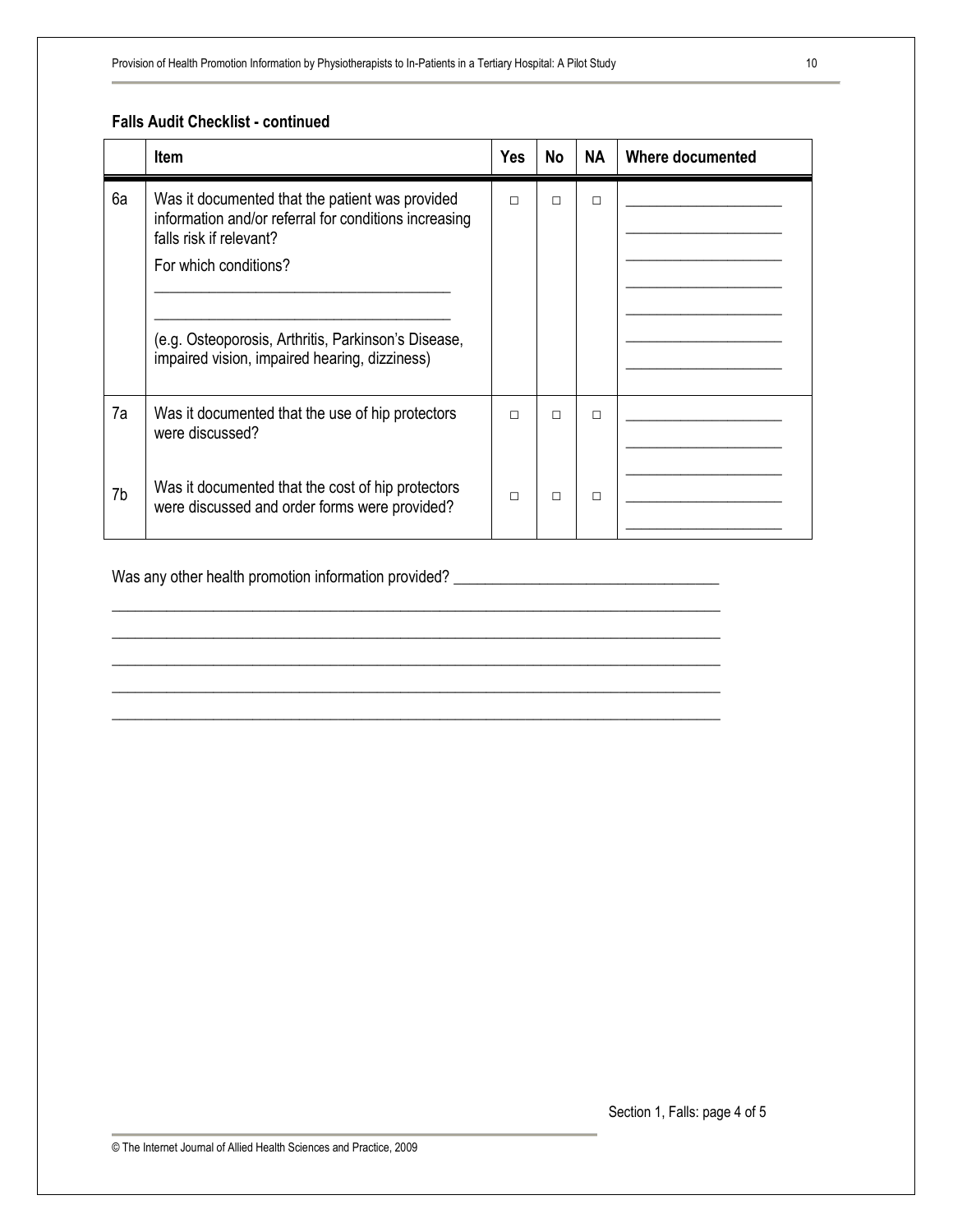**Falls Audit Checklist - continued**

| | Item | Yes | No | NA | Where documented |
|---|---|---|---|---|---|
| 6a | Was it documented that the patient was provided information and/or referral for conditions increasing falls risk if relevant?<br>For which conditions?<br>\_\_\_\_\_\_\_\_\_\_\_\_\_\_\_\_\_\_\_\_\_\_\_\_\_\_\_\_\_\_\_\_\_\_\_\_<br>\_\_\_\_\_\_\_\_\_\_\_\_\_\_\_\_\_\_\_\_\_\_\_\_\_\_\_\_\_\_\_\_\_\_\_\_<br>(e.g. Osteoporosis, Arthritis, Parkinson's Disease, impaired vision, impaired hearing, dizziness) | □ | □ | □ | \_\_\_\_\_\_\_\_\_\_\_\_\_\_\_\_\_\_\_\_ |
| 7a | Was it documented that the use of hip protectors were discussed? | □ | □ | □ | \_\_\_\_\_\_\_\_\_\_\_\_\_\_\_\_\_\_\_\_ |
| 7b | Was it documented that the cost of hip protectors were discussed and order forms were provided? | □ | □ | □ | \_\_\_\_\_\_\_\_\_\_\_\_\_\_\_\_\_\_\_\_ |

Was any other health promotion information provided? \_\_\_\_\_\_\_\_\_\_\_\_\_\_\_\_\_\_\_\_\_\_\_\_\_\_\_\_\_\_\_\_

\_\_\_\_\_\_\_\_\_\_\_\_\_\_\_\_\_\_\_\_\_\_\_\_\_\_\_\_\_\_\_\_\_\_\_\_\_\_\_\_\_\_\_\_\_\_\_\_\_\_\_\_\_\_\_\_\_\_\_\_\_\_\_\_\_\_\_\_\_\_\_\_\_\_

\_\_\_\_\_\_\_\_\_\_\_\_\_\_\_\_\_\_\_\_\_\_\_\_\_\_\_\_\_\_\_\_\_\_\_\_\_\_\_\_\_\_\_\_\_\_\_\_\_\_\_\_\_\_\_\_\_\_\_\_\_\_\_\_\_\_\_\_\_\_\_\_\_\_

\_\_\_\_\_\_\_\_\_\_\_\_\_\_\_\_\_\_\_\_\_\_\_\_\_\_\_\_\_\_\_\_\_\_\_\_\_\_\_\_\_\_\_\_\_\_\_\_\_\_\_\_\_\_\_\_\_\_\_\_\_\_\_\_\_\_\_\_\_\_\_\_\_\_

\_\_\_\_\_\_\_\_\_\_\_\_\_\_\_\_\_\_\_\_\_\_\_\_\_\_\_\_\_\_\_\_\_\_\_\_\_\_\_\_\_\_\_\_\_\_\_\_\_\_\_\_\_\_\_\_\_\_\_\_\_\_\_\_\_\_\_\_\_\_\_\_\_\_

\_\_\_\_\_\_\_\_\_\_\_\_\_\_\_\_\_\_\_\_\_\_\_\_\_\_\_\_\_\_\_\_\_\_\_\_\_\_\_\_\_\_\_\_\_\_\_\_\_\_\_\_\_\_\_\_\_\_\_\_\_\_\_\_\_\_\_\_\_\_\_\_\_\_

Section 1, Falls: page 4 of 5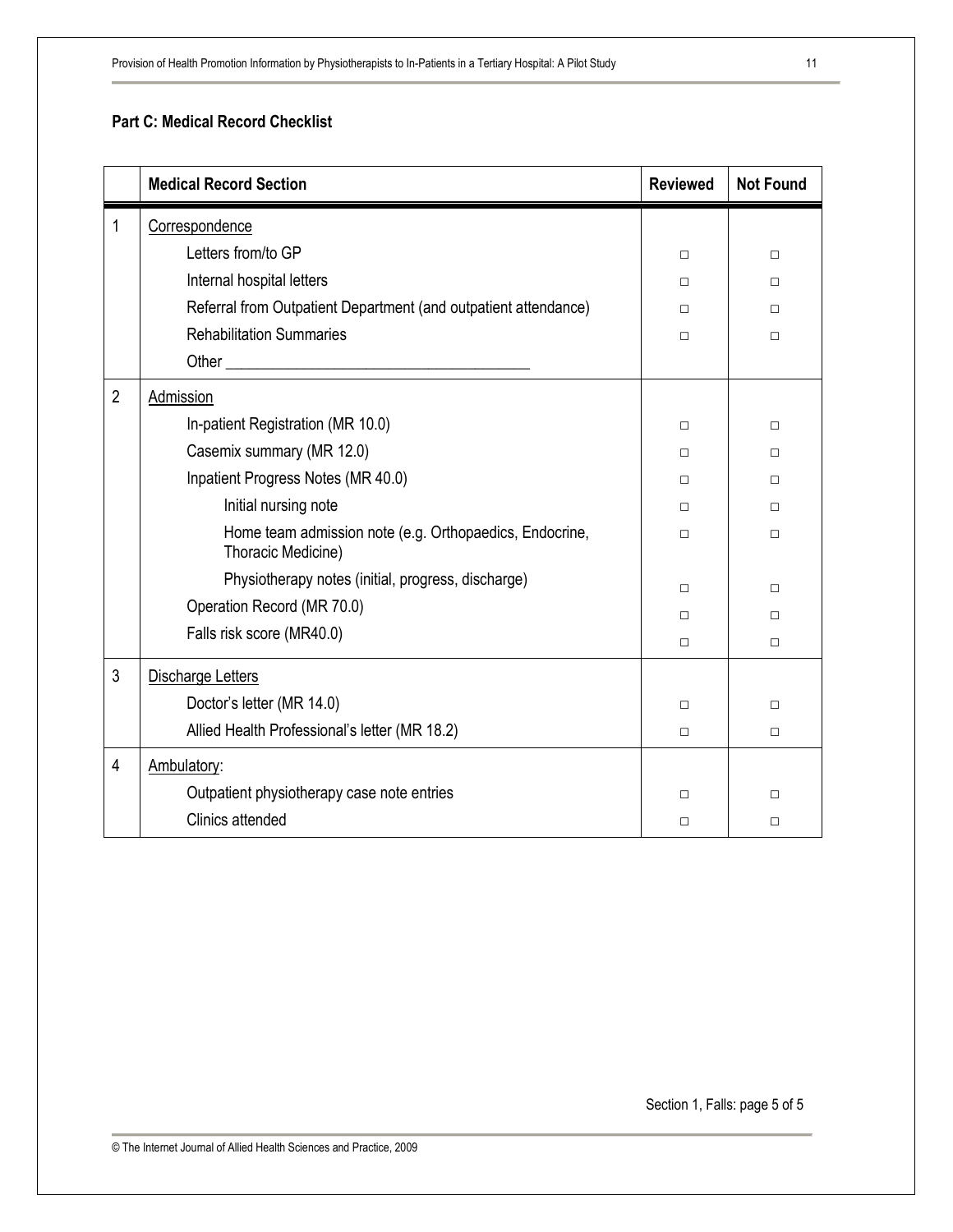**Part C: Medical Record Checklist**

| | Medical Record Section | Reviewed | Not Found |
|---|---|---|---|
| 1 | Correspondence | | |
| | Letters from/to GP | □ | □ |
| | Internal hospital letters | □ | □ |
| | Referral from Outpatient Department (and outpatient attendance) | □ | □ |
| | Rehabilitation Summaries | □ | □ |
| | Other ______________________________________ | | |
| 2 | Admission | | |
| | In-patient Registration (MR 10.0) | □ | □ |
| | Casemix summary (MR 12.0) | □ | □ |
| | Inpatient Progress Notes (MR 40.0) | □ | □ |
| | Initial nursing note | □ | □ |
| | Home team admission note (e.g. Orthopaedics, Endocrine, Thoracic Medicine) | □ | □ |
| | Physiotherapy notes (initial, progress, discharge) | □ | □ |
| | Operation Record (MR 70.0) | □ | □ |
| | Falls risk score (MR40.0) | □ | □ |
| 3 | Discharge Letters | | |
| | Doctor's letter (MR 14.0) | □ | □ |
| | Allied Health Professional's letter (MR 18.2) | □ | □ |
| 4 | Ambulatory: | | |
| | Outpatient physiotherapy case note entries | □ | □ |
| | Clinics attended | □ | □ |

Section 1, Falls: page 5 of 5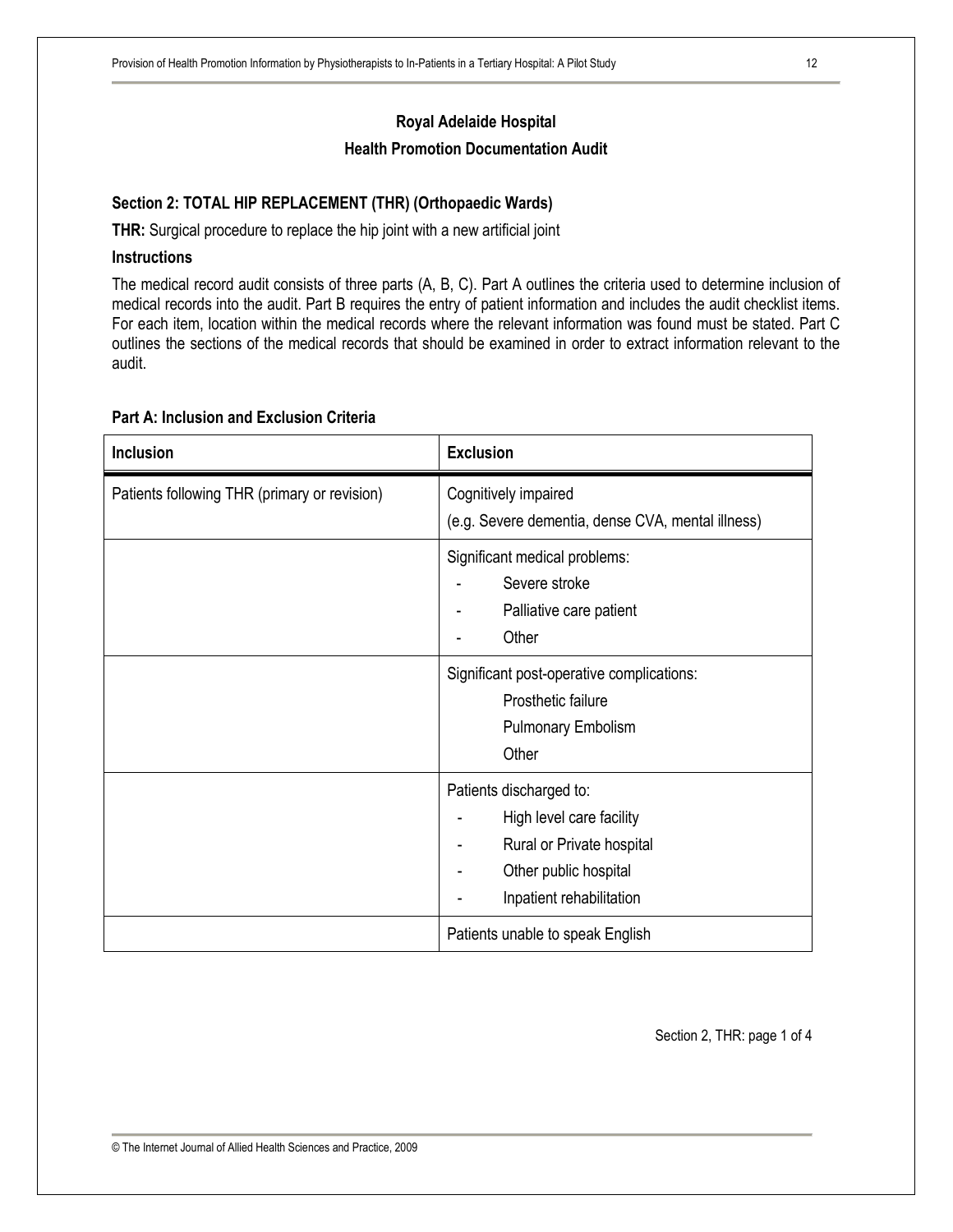**Royal Adelaide Hospital**

**Health Promotion Documentation Audit**

### Section 2: TOTAL HIP REPLACEMENT (THR) (Orthopaedic Wards)

**THR:** Surgical procedure to replace the hip joint with a new artificial joint

#### Instructions

The medical record audit consists of three parts (A, B, C). Part A outlines the criteria used to determine inclusion of medical records into the audit. Part B requires the entry of patient information and includes the audit checklist items. For each item, location within the medical records where the relevant information was found must be stated. Part C outlines the sections of the medical records that should be examined in order to extract information relevant to the audit.

#### Part A: Inclusion and Exclusion Criteria

| Inclusion | Exclusion |
|---|---|
| Patients following THR (primary or revision) | Cognitively impaired<br>(e.g. Severe dementia, dense CVA, mental illness) |
| | Significant medical problems:<br>- Severe stroke<br>- Palliative care patient<br>- Other |
| | Significant post-operative complications:<br>Prosthetic failure<br>Pulmonary Embolism<br>Other |
| | Patients discharged to:<br>- High level care facility<br>- Rural or Private hospital<br>- Other public hospital<br>- Inpatient rehabilitation |
| | Patients unable to speak English |

Section 2, THR: page 1 of 4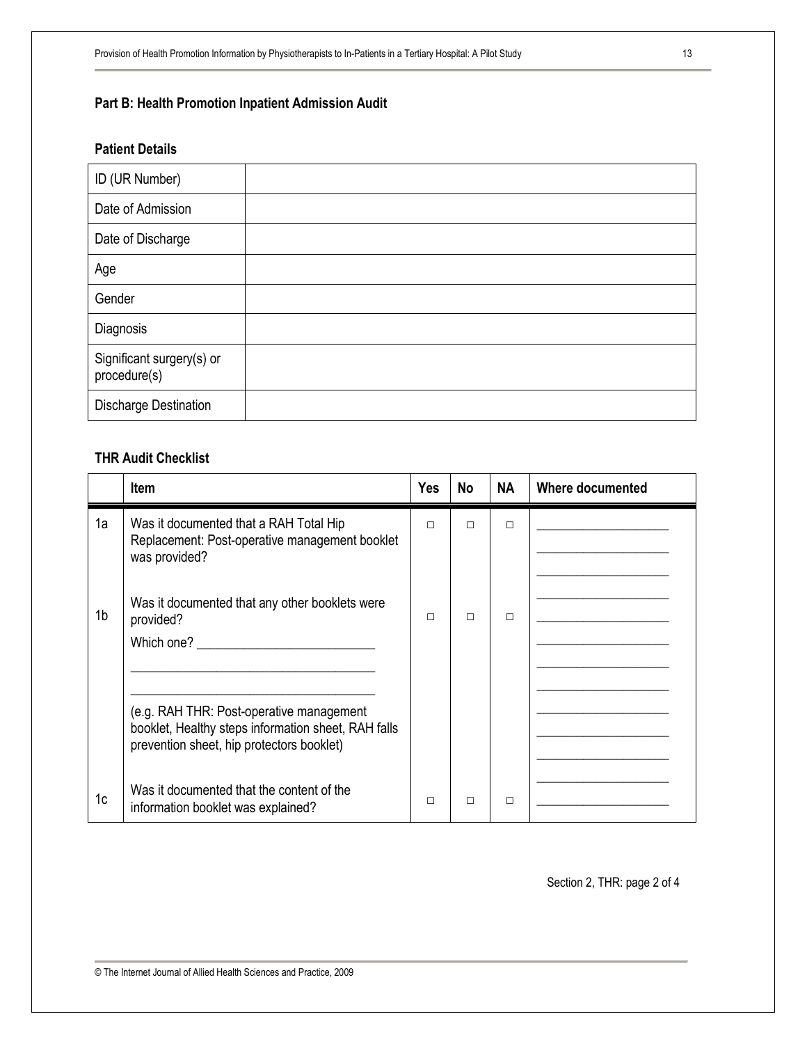**Part B: Health Promotion Inpatient Admission Audit**

**Patient Details**

| ID (UR Number) | |
|---|---|
| Date of Admission | |
| Date of Discharge | |
| Age | |
| Gender | |
| Diagnosis | |
| Significant surgery(s) or procedure(s) | |
| Discharge Destination | |

**THR Audit Checklist**

| | Item | Yes | No | NA | Where documented |
|---|---|---|---|---|---|
| 1a | Was it documented that a RAH Total Hip Replacement: Post-operative management booklet was provided? | □ | □ | □ | ____________________ |
| 1b | Was it documented that any other booklets were provided? Which one? ____________________________ ______________________________________ ______________________________________ (e.g. RAH THR: Post-operative management booklet, Healthy steps information sheet, RAH falls prevention sheet, hip protectors booklet) | □ | □ | □ | ____________________ |
| 1c | Was it documented that the content of the information booklet was explained? | □ | □ | □ | ____________________ |

Section 2, THR: page 2 of 4

© The Internet Journal of Allied Health Sciences and Practice, 2009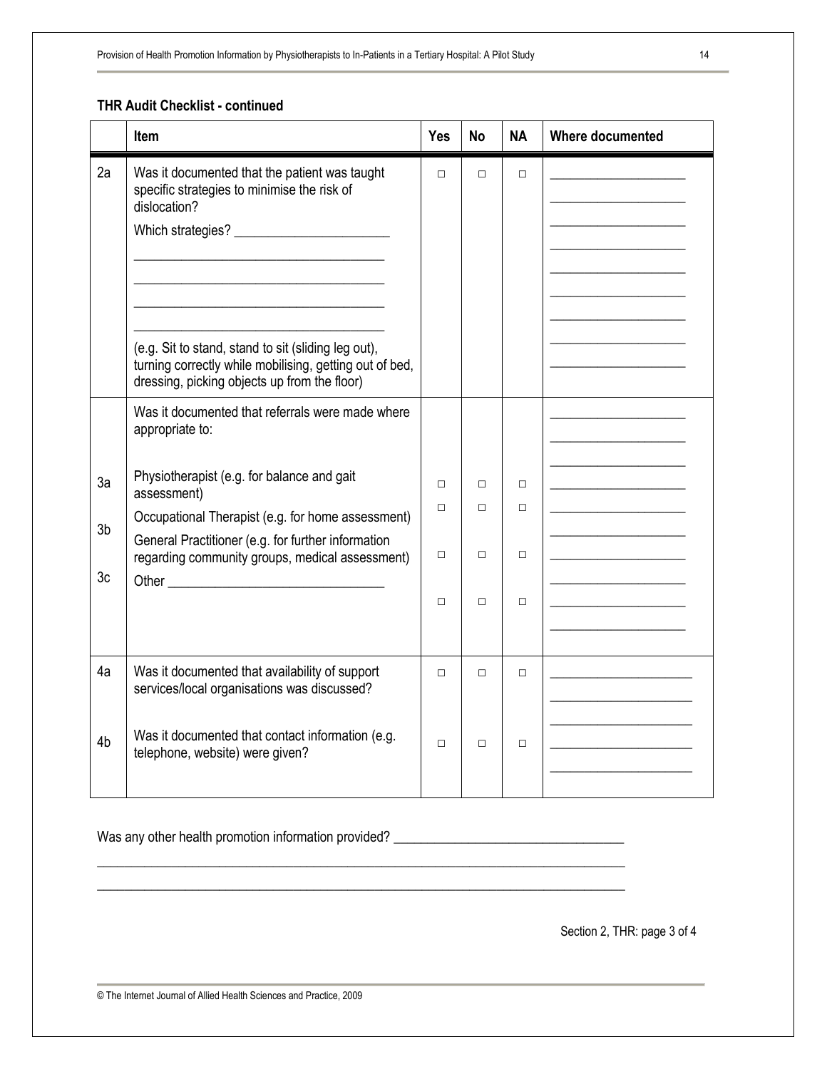**THR Audit Checklist - continued**

| | Item | Yes | No | NA | Where documented |
|---|---|---|---|---|---|
| 2a | Was it documented that the patient was taught specific strategies to minimise the risk of dislocation?<br><br>Which strategies? ________________________<br>____________________________________<br>____________________________________<br>____________________________________<br>____________________________________<br><br>(e.g. Sit to stand, stand to sit (sliding leg out), turning correctly while mobilising, getting out of bed, dressing, picking objects up from the floor) | □ | □ | □ | ____________________ |
| | Was it documented that referrals were made where appropriate to: | | | | ____________________ |
| 3a | Physiotherapist (e.g. for balance and gait assessment) | □ | □ | □ | ____________________ |
| 3b | Occupational Therapist (e.g. for home assessment) | □ | □ | □ | ____________________ |
| 3c | General Practitioner (e.g. for further information regarding community groups, medical assessment) | □ | □ | □ | ____________________ |
| | Other ________________________________ | □ | □ | □ | ____________________ |
| 4a | Was it documented that availability of support services/local organisations was discussed? | □ | □ | □ | ____________________ |
| 4b | Was it documented that contact information (e.g. telephone, website) were given? | □ | □ | □ | ____________________ |

Was any other health promotion information provided? ________________________________

______________________________________________________________________________

______________________________________________________________________________

Section 2, THR: page 3 of 4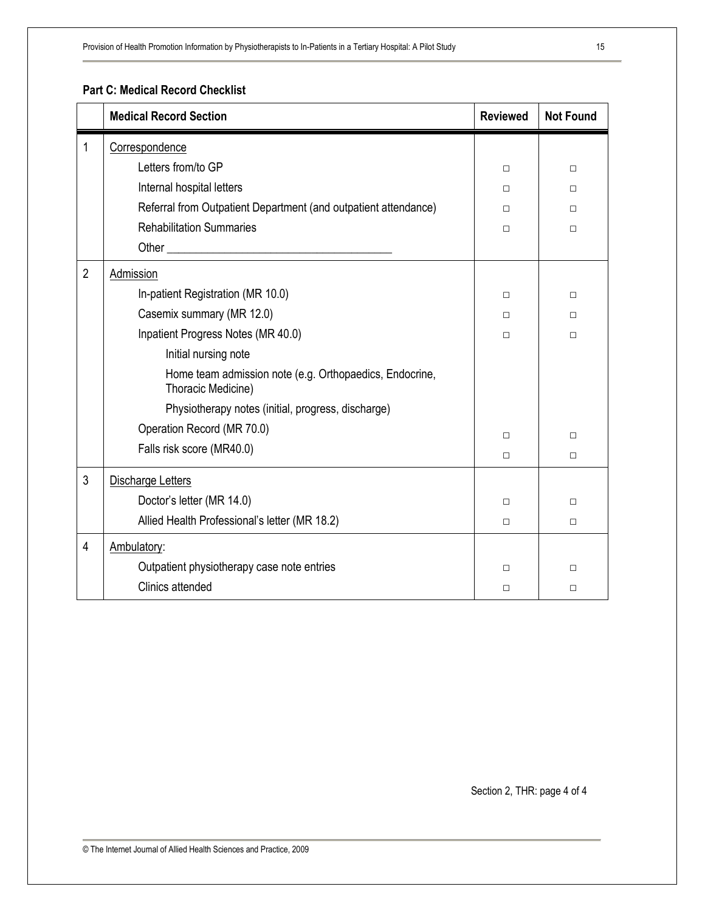**Part C: Medical Record Checklist**

| | Medical Record Section | Reviewed | Not Found |
|---|---|---|---|
| 1 | Correspondence | | |
| | Letters from/to GP | □ | □ |
| | Internal hospital letters | □ | □ |
| | Referral from Outpatient Department (and outpatient attendance) | □ | □ |
| | Rehabilitation Summaries | □ | □ |
| | Other ______________________________________ | | |
| 2 | Admission | | |
| | In-patient Registration (MR 10.0) | □ | □ |
| | Casemix summary (MR 12.0) | □ | □ |
| | Inpatient Progress Notes (MR 40.0) | □ | □ |
| | Initial nursing note | | |
| | Home team admission note (e.g. Orthopaedics, Endocrine, Thoracic Medicine) | | |
| | Physiotherapy notes (initial, progress, discharge) | | |
| | Operation Record (MR 70.0) | □ | □ |
| | Falls risk score (MR40.0) | □ | □ |
| 3 | Discharge Letters | | |
| | Doctor's letter (MR 14.0) | □ | □ |
| | Allied Health Professional's letter (MR 18.2) | □ | □ |
| 4 | Ambulatory: | | |
| | Outpatient physiotherapy case note entries | □ | □ |
| | Clinics attended | □ | □ |

Section 2, THR: page 4 of 4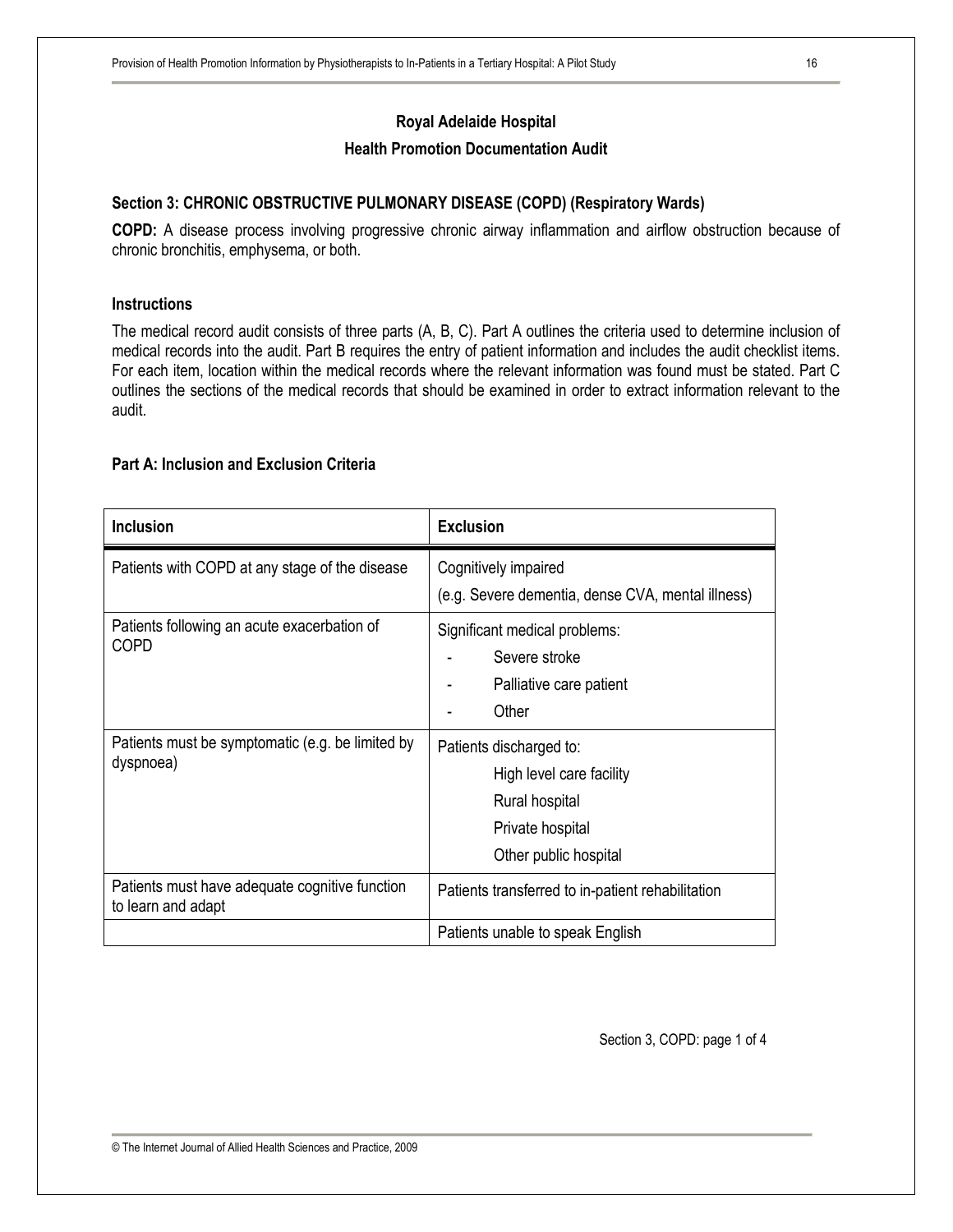**Royal Adelaide Hospital**

**Health Promotion Documentation Audit**

**Section 3: CHRONIC OBSTRUCTIVE PULMONARY DISEASE (COPD) (Respiratory Wards)**

**COPD:** A disease process involving progressive chronic airway inflammation and airflow obstruction because of chronic bronchitis, emphysema, or both.

**Instructions**

The medical record audit consists of three parts (A, B, C). Part A outlines the criteria used to determine inclusion of medical records into the audit. Part B requires the entry of patient information and includes the audit checklist items. For each item, location within the medical records where the relevant information was found must be stated. Part C outlines the sections of the medical records that should be examined in order to extract information relevant to the audit.

**Part A: Inclusion and Exclusion Criteria**

| Inclusion | Exclusion |
|---|---|
| Patients with COPD at any stage of the disease | Cognitively impaired<br>(e.g. Severe dementia, dense CVA, mental illness) |
| Patients following an acute exacerbation of COPD | Significant medical problems:<br>- Severe stroke<br>- Palliative care patient<br>- Other |
| Patients must be symptomatic (e.g. be limited by dyspnoea) | Patients discharged to:<br>High level care facility<br>Rural hospital<br>Private hospital<br>Other public hospital |
| Patients must have adequate cognitive function to learn and adapt | Patients transferred to in-patient rehabilitation |
| | Patients unable to speak English |

Section 3, COPD: page 1 of 4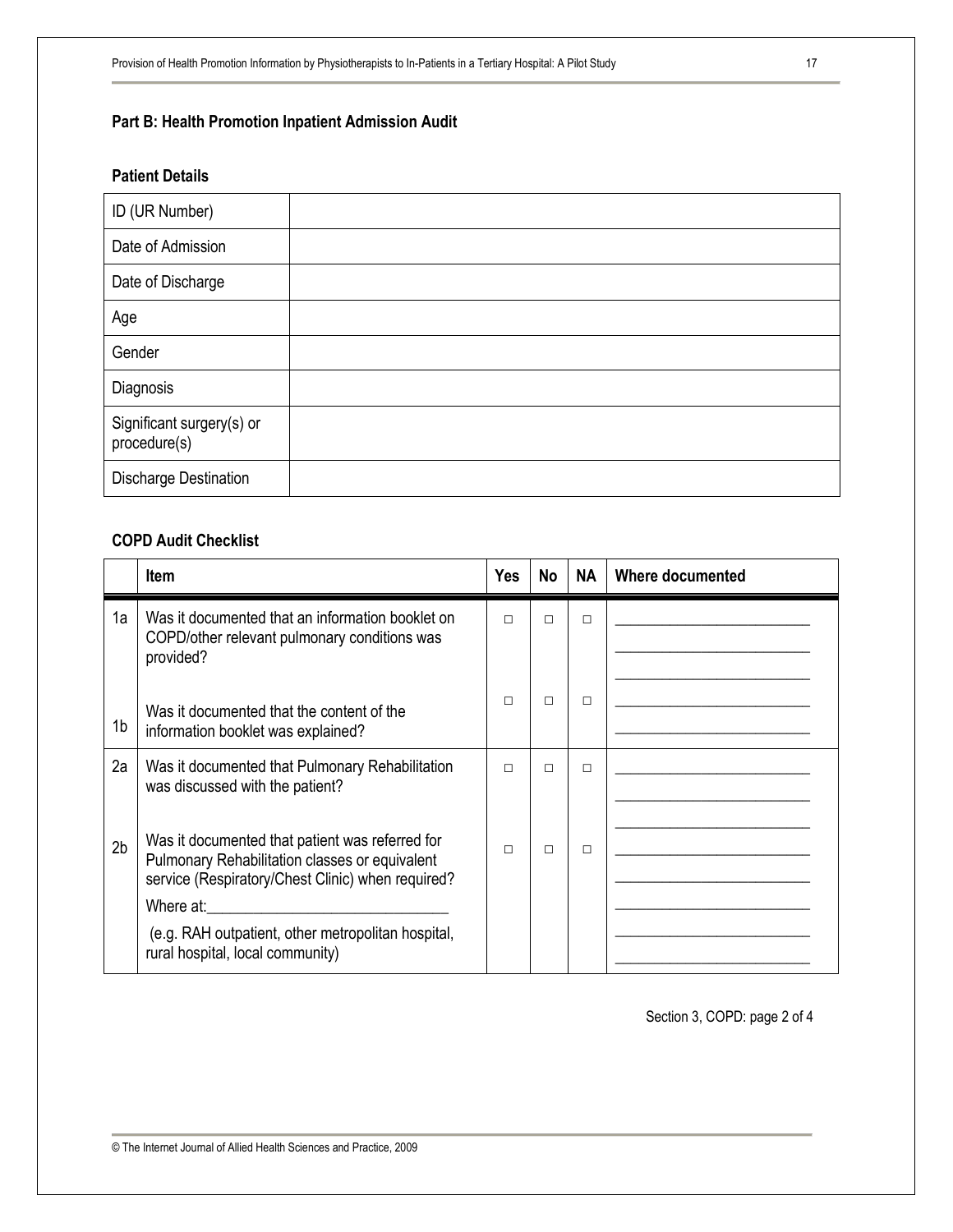### Part B: Health Promotion Inpatient Admission Audit

#### Patient Details

| | |
|---|---|
| ID (UR Number) | |
| Date of Admission | |
| Date of Discharge | |
| Age | |
| Gender | |
| Diagnosis | |
| Significant surgery(s) or procedure(s) | |
| Discharge Destination | |

#### COPD Audit Checklist

| | Item | Yes | No | NA | Where documented |
|---|---|---|---|---|---|
| 1a | Was it documented that an information booklet on COPD/other relevant pulmonary conditions was provided? | □ | □ | □ | ________________________ ________________________ ________________________ |
| 1b | Was it documented that the content of the information booklet was explained? | □ | □ | □ | ________________________ ________________________ |
| 2a | Was it documented that Pulmonary Rehabilitation was discussed with the patient? | □ | □ | □ | ________________________ ________________________ ________________________ |
| 2b | Was it documented that patient was referred for Pulmonary Rehabilitation classes or equivalent service (Respiratory/Chest Clinic) when required? Where at:____________________________ (e.g. RAH outpatient, other metropolitan hospital, rural hospital, local community) | □ | □ | □ | ________________________ ________________________ ________________________ ________________________ ________________________ |

Section 3, COPD: page 2 of 4

© The Internet Journal of Allied Health Sciences and Practice, 2009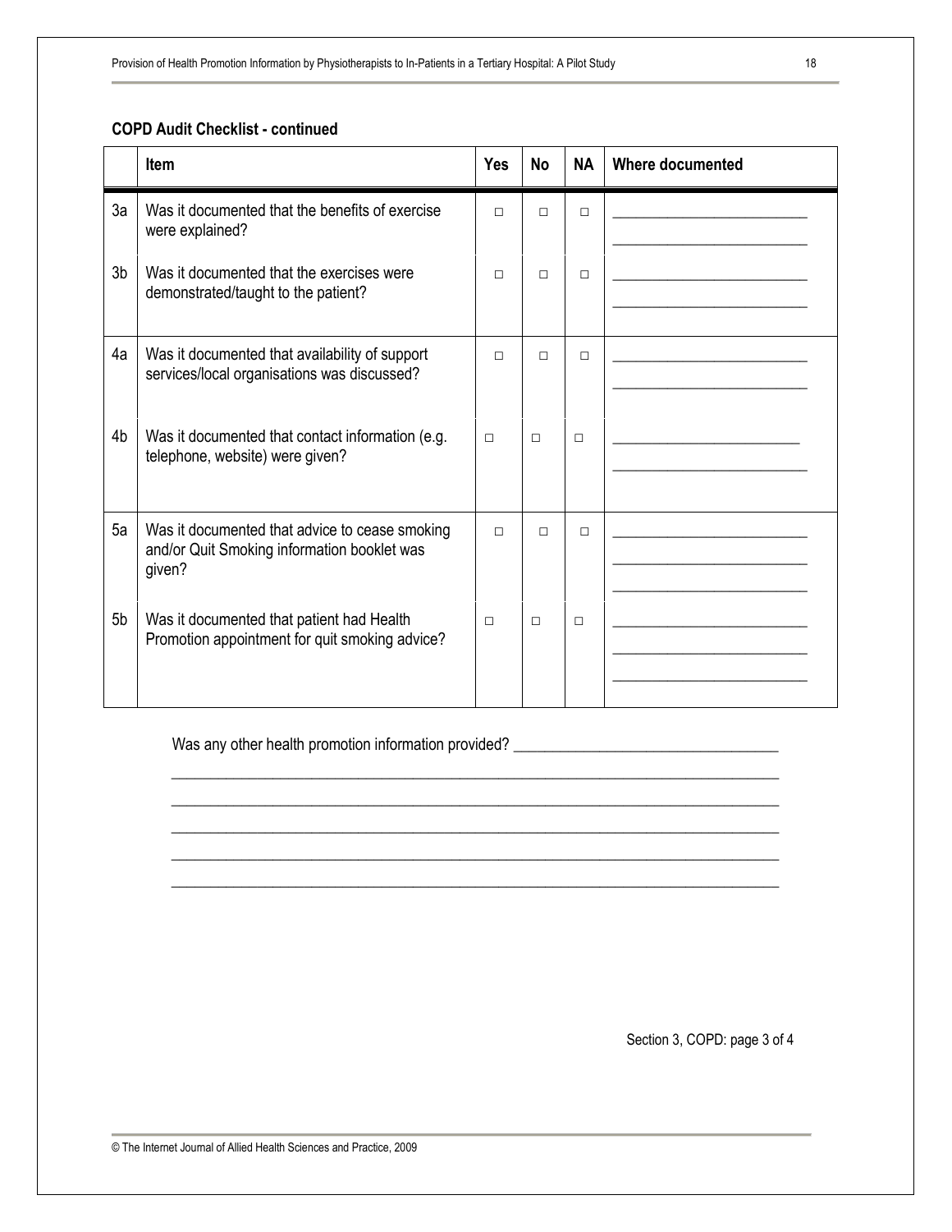**COPD Audit Checklist - continued**

| | Item | Yes | No | NA | Where documented |
|---|---|---|---|---|---|
| 3a | Was it documented that the benefits of exercise were explained? | □ | □ | □ | ______________________ ______________________ |
| 3b | Was it documented that the exercises were demonstrated/taught to the patient? | □ | □ | □ | ______________________ ______________________ |
| 4a | Was it documented that availability of support services/local organisations was discussed? | □ | □ | □ | ______________________ ______________________ |
| 4b | Was it documented that contact information (e.g. telephone, website) were given? | □ | □ | □ | ______________________ ______________________ |
| 5a | Was it documented that advice to cease smoking and/or Quit Smoking information booklet was given? | □ | □ | □ | ______________________ ______________________ ______________________ |
| 5b | Was it documented that patient had Health Promotion appointment for quit smoking advice? | □ | □ | □ | ______________________ ______________________ ______________________ |

Was any other health promotion information provided? ______________________________

______________________________________________________________________

______________________________________________________________________

______________________________________________________________________

______________________________________________________________________

______________________________________________________________________

Section 3, COPD: page 3 of 4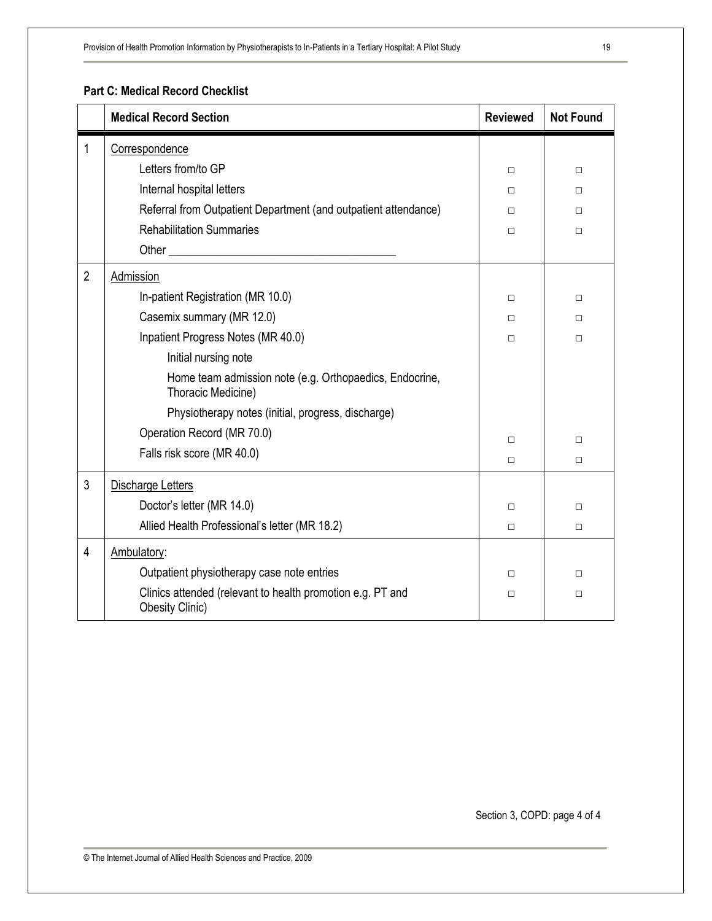**Part C: Medical Record Checklist**

| | Medical Record Section | Reviewed | Not Found |
|---|---|---|---|
| 1 | Correspondence | | |
| | Letters from/to GP | □ | □ |
| | Internal hospital letters | □ | □ |
| | Referral from Outpatient Department (and outpatient attendance) | □ | □ |
| | Rehabilitation Summaries | □ | □ |
| | Other ______________________________________ | | |
| 2 | Admission | | |
| | In-patient Registration (MR 10.0) | □ | □ |
| | Casemix summary (MR 12.0) | □ | □ |
| | Inpatient Progress Notes (MR 40.0) | □ | □ |
| | Initial nursing note | | |
| | Home team admission note (e.g. Orthopaedics, Endocrine, Thoracic Medicine) | | |
| | Physiotherapy notes (initial, progress, discharge) | | |
| | Operation Record (MR 70.0) | □ | □ |
| | Falls risk score (MR 40.0) | □ | □ |
| 3 | Discharge Letters | | |
| | Doctor's letter (MR 14.0) | □ | □ |
| | Allied Health Professional's letter (MR 18.2) | □ | □ |
| 4 | Ambulatory: | | |
| | Outpatient physiotherapy case note entries | □ | □ |
| | Clinics attended (relevant to health promotion e.g. PT and Obesity Clinic) | □ | □ |

Section 3, COPD: page 4 of 4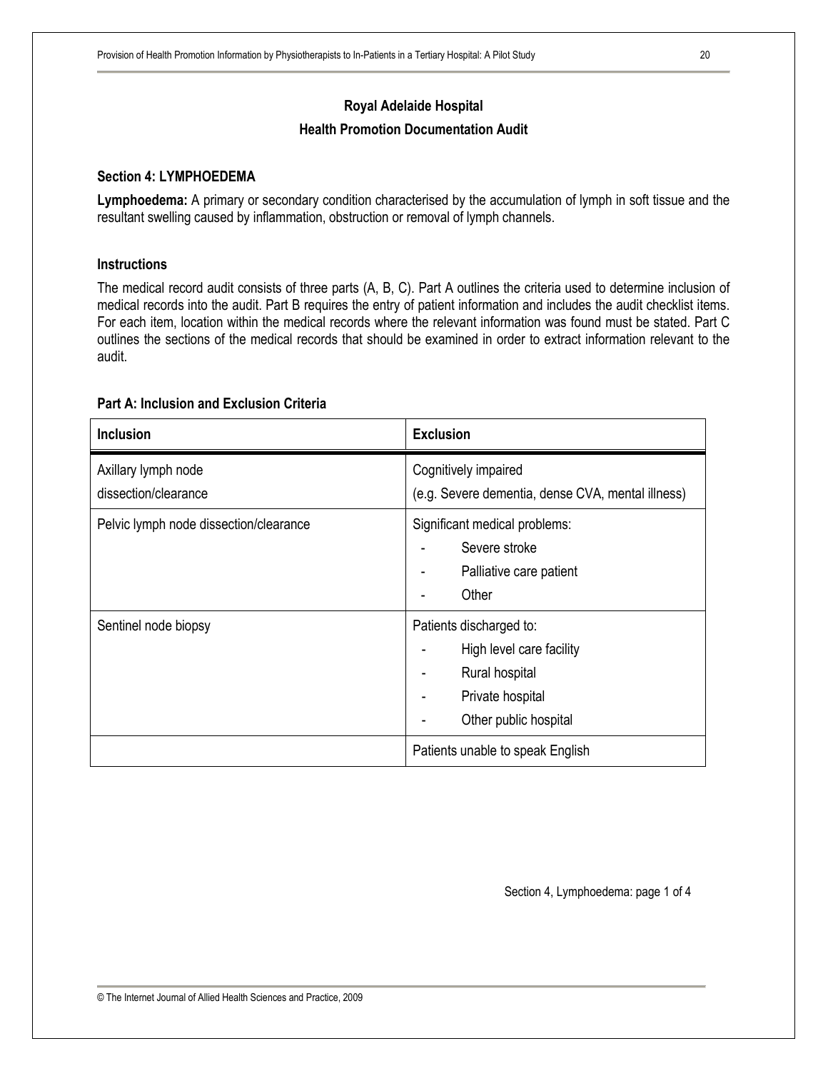**Royal Adelaide Hospital**

**Health Promotion Documentation Audit**

### Section 4: LYMPHOEDEMA

**Lymphoedema:** A primary or secondary condition characterised by the accumulation of lymph in soft tissue and the resultant swelling caused by inflammation, obstruction or removal of lymph channels.

### Instructions

The medical record audit consists of three parts (A, B, C). Part A outlines the criteria used to determine inclusion of medical records into the audit. Part B requires the entry of patient information and includes the audit checklist items. For each item, location within the medical records where the relevant information was found must be stated. Part C outlines the sections of the medical records that should be examined in order to extract information relevant to the audit.

### Part A: Inclusion and Exclusion Criteria

| Inclusion | Exclusion |
|---|---|
| Axillary lymph node dissection/clearance | Cognitively impaired (e.g. Severe dementia, dense CVA, mental illness) |
| Pelvic lymph node dissection/clearance | Significant medical problems: <br> - Severe stroke <br> - Palliative care patient <br> - Other |
| Sentinel node biopsy | Patients discharged to: <br> - High level care facility <br> - Rural hospital <br> - Private hospital <br> - Other public hospital |
| | Patients unable to speak English |

Section 4, Lymphoedema: page 1 of 4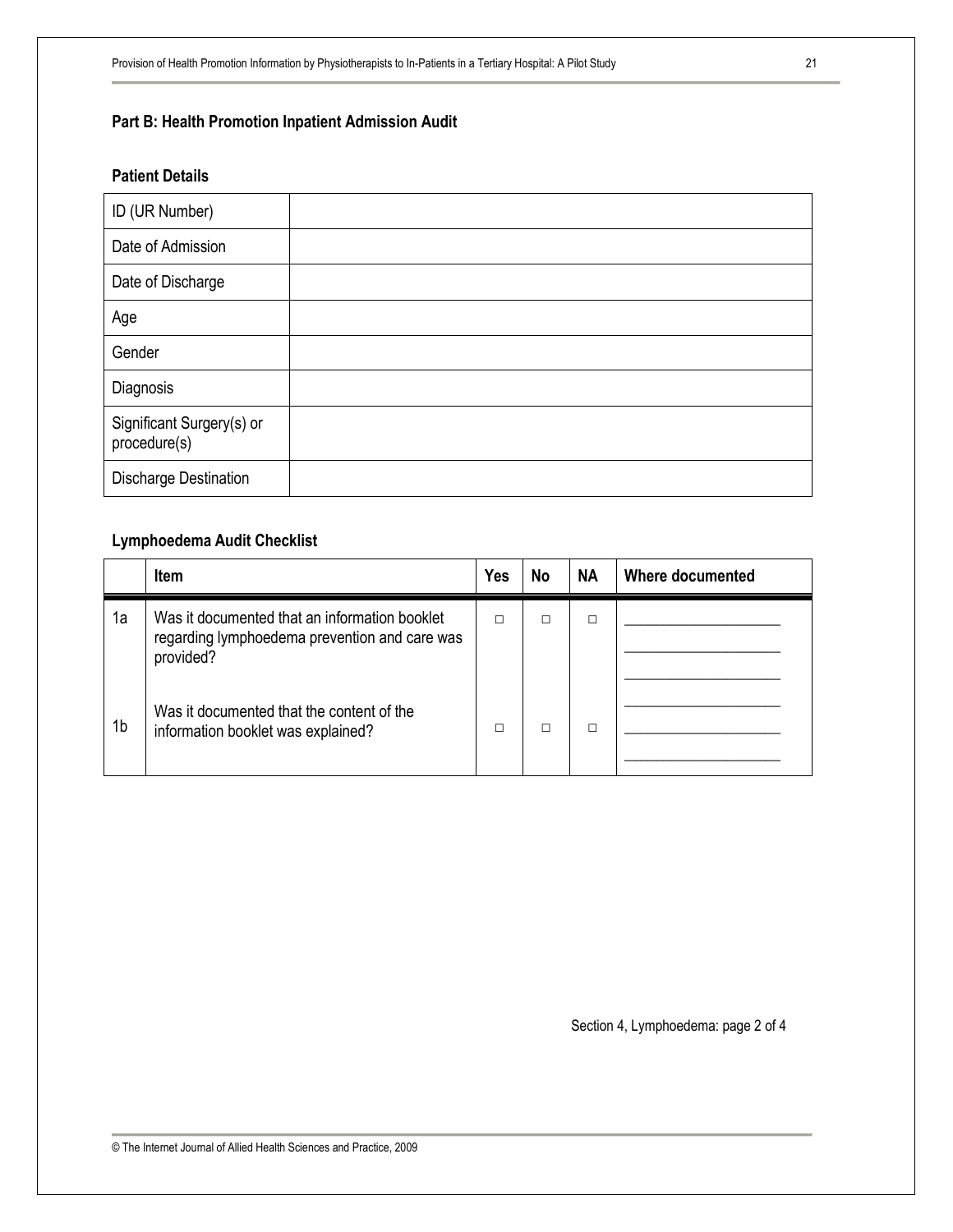## Part B: Health Promotion Inpatient Admission Audit

### Patient Details

| | |
|---|---|
| ID (UR Number) | |
| Date of Admission | |
| Date of Discharge | |
| Age | |
| Gender | |
| Diagnosis | |
| Significant Surgery(s) or procedure(s) | |
| Discharge Destination | |

### Lymphoedema Audit Checklist

| | Item | Yes | No | NA | Where documented |
|---|---|---|---|---|---|
| 1a | Was it documented that an information booklet regarding lymphoedema prevention and care was provided? | □ | □ | □ | ____________________ ____________________ ____________________ |
| 1b | Was it documented that the content of the information booklet was explained? | □ | □ | □ | ____________________ ____________________ ____________________ |

Section 4, Lymphoedema: page 2 of 4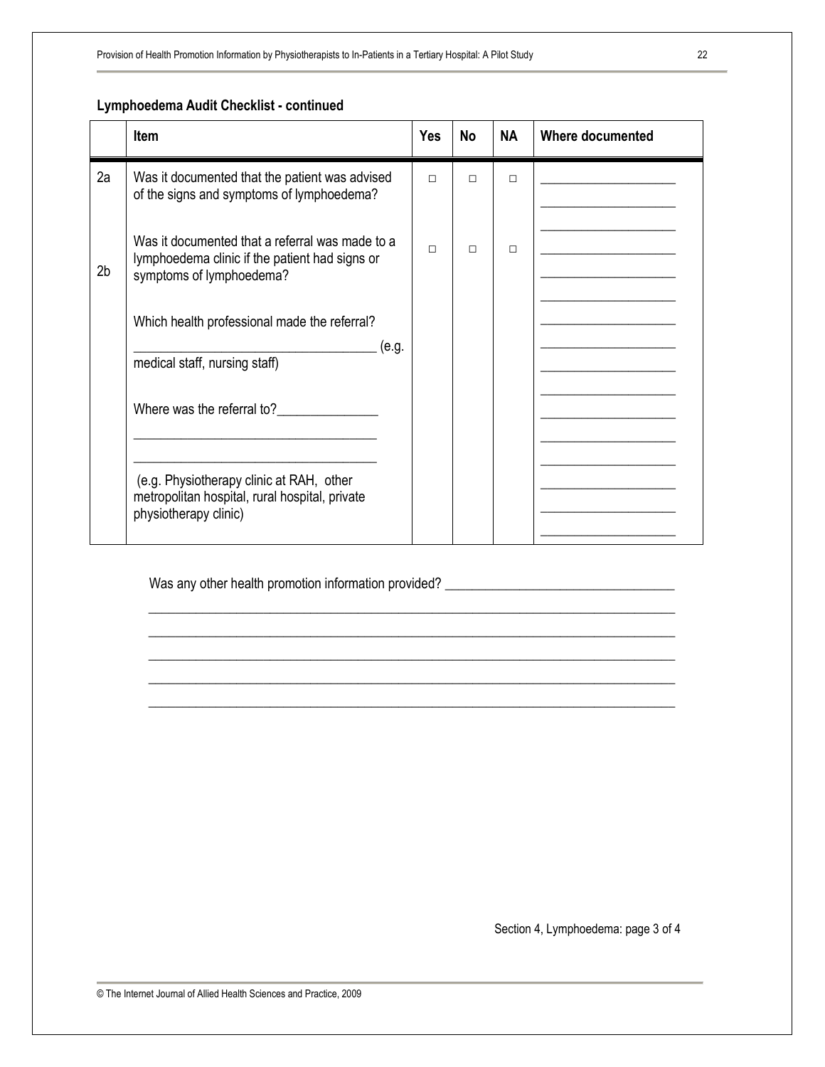**Lymphoedema Audit Checklist - continued**

| | Item | Yes | No | NA | Where documented |
|---|---|---|---|---|---|
| 2a | Was it documented that the patient was advised of the signs and symptoms of lymphoedema? | □ | □ | □ | ____________________ ____________________ ____________________ |
| 2b | Was it documented that a referral was made to a lymphoedema clinic if the patient had signs or symptoms of lymphoedema? Which health professional made the referral? ____________________ (e.g. medical staff, nursing staff) Where was the referral to? ____________________ ____________________ ____________________ (e.g. Physiotherapy clinic at RAH, other metropolitan hospital, rural hospital, private physiotherapy clinic) | □ | □ | □ | ____________________ ____________________ ____________________ ____________________ ____________________ ____________________ ____________________ ____________________ ____________________ ____________________ ____________________ ____________________ ____________________ |

Was any other health promotion information provided? ________________________________

______________________________________________________________________________

______________________________________________________________________________

______________________________________________________________________________

______________________________________________________________________________

______________________________________________________________________________

Section 4, Lymphoedema: page 3 of 4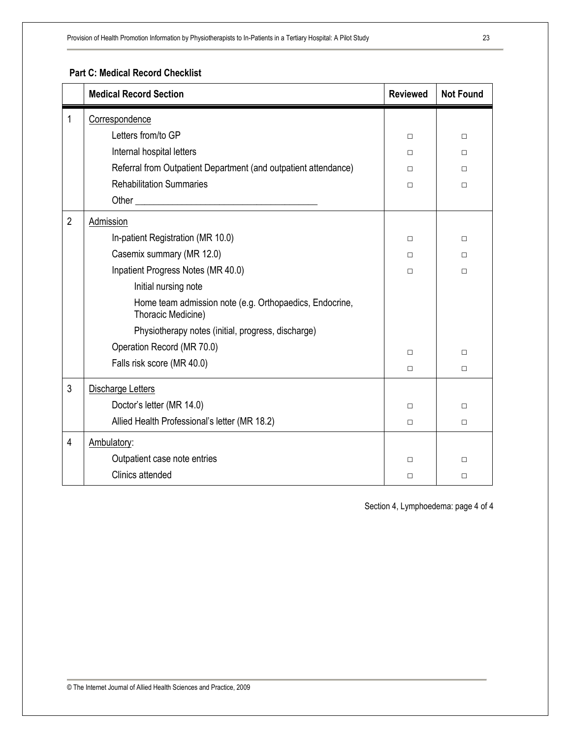**Part C: Medical Record Checklist**

| | Medical Record Section | Reviewed | Not Found |
|---|---|---|---|
| 1 | Correspondence | | |
| | Letters from/to GP | □ | □ |
| | Internal hospital letters | □ | □ |
| | Referral from Outpatient Department (and outpatient attendance) | □ | □ |
| | Rehabilitation Summaries | □ | □ |
| | Other ______________________________________ | | |
| 2 | Admission | | |
| | In-patient Registration (MR 10.0) | □ | □ |
| | Casemix summary (MR 12.0) | □ | □ |
| | Inpatient Progress Notes (MR 40.0) | □ | □ |
| | Initial nursing note | | |
| | Home team admission note (e.g. Orthopaedics, Endocrine, Thoracic Medicine) | | |
| | Physiotherapy notes (initial, progress, discharge) | | |
| | Operation Record (MR 70.0) | □ | □ |
| | Falls risk score (MR 40.0) | □ | □ |
| 3 | Discharge Letters | | |
| | Doctor's letter (MR 14.0) | □ | □ |
| | Allied Health Professional's letter (MR 18.2) | □ | □ |
| 4 | Ambulatory: | | |
| | Outpatient case note entries | □ | □ |
| | Clinics attended | □ | □ |

Section 4, Lymphoedema: page 4 of 4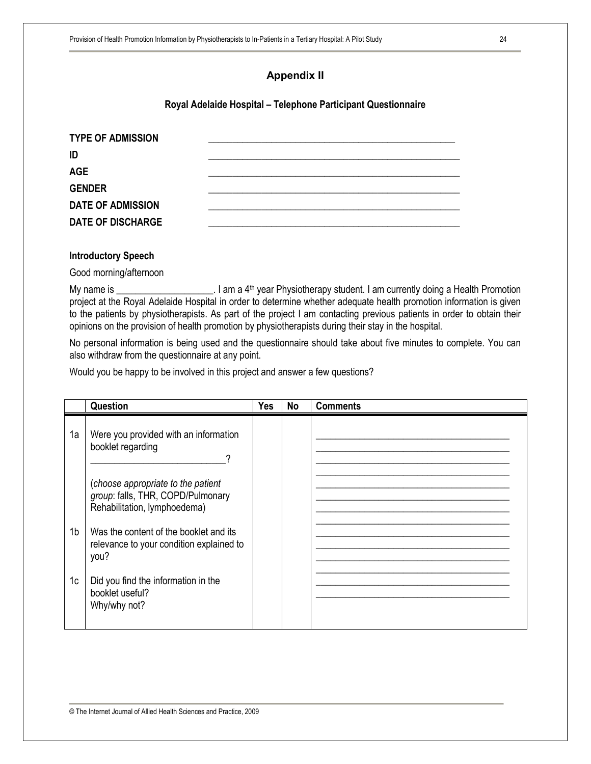## Appendix II

### Royal Adelaide Hospital – Telephone Participant Questionnaire

**TYPE OF ADMISSION** ____________________

**ID** ____________________

**AGE** ____________________

**GENDER** ____________________

**DATE OF ADMISSION** ____________________

**DATE OF DISCHARGE** ____________________

**Introductory Speech**

Good morning/afternoon

My name is ____________________. I am a 4th year Physiotherapy student. I am currently doing a Health Promotion project at the Royal Adelaide Hospital in order to determine whether adequate health promotion information is given to the patients by physiotherapists. As part of the project I am contacting previous patients in order to obtain their opinions on the provision of health promotion by physiotherapists during their stay in the hospital.

No personal information is being used and the questionnaire should take about five minutes to complete. You can also withdraw from the questionnaire at any point.

Would you be happy to be involved in this project and answer a few questions?

| | Question | Yes | No | Comments |
|---|---|---|---|---|
| 1a | Were you provided with an information booklet regarding ____________________? (*choose appropriate to the patient group*: falls, THR, COPD/Pulmonary Rehabilitation, lymphoedema) | | | |
| 1b | Was the content of the booklet and its relevance to your condition explained to you? | | | |
| 1c | Did you find the information in the booklet useful? Why/why not? | | | |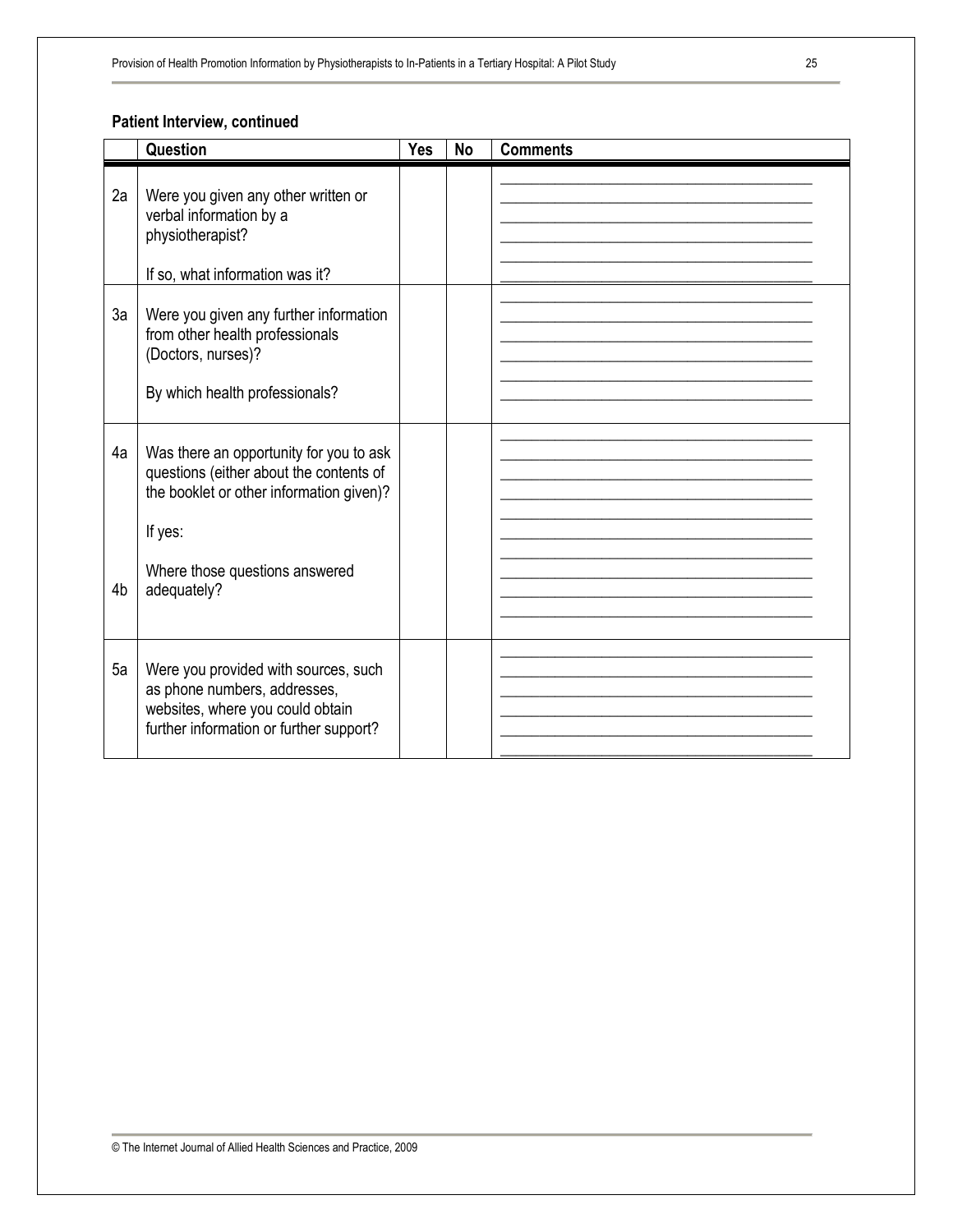**Patient Interview, continued**

| | Question | Yes | No | Comments |
|---|---|---|---|---|
| 2a | Were you given any other written or verbal information by a physiotherapist?<br><br>If so, what information was it? | | | |
| 3a | Were you given any further information from other health professionals (Doctors, nurses)?<br><br>By which health professionals? | | | |
| 4a<br><br><br><br>4b | Was there an opportunity for you to ask questions (either about the contents of the booklet or other information given)?<br><br>If yes:<br><br>Where those questions answered adequately? | | | |
| 5a | Were you provided with sources, such as phone numbers, addresses, websites, where you could obtain further information or further support? | | | |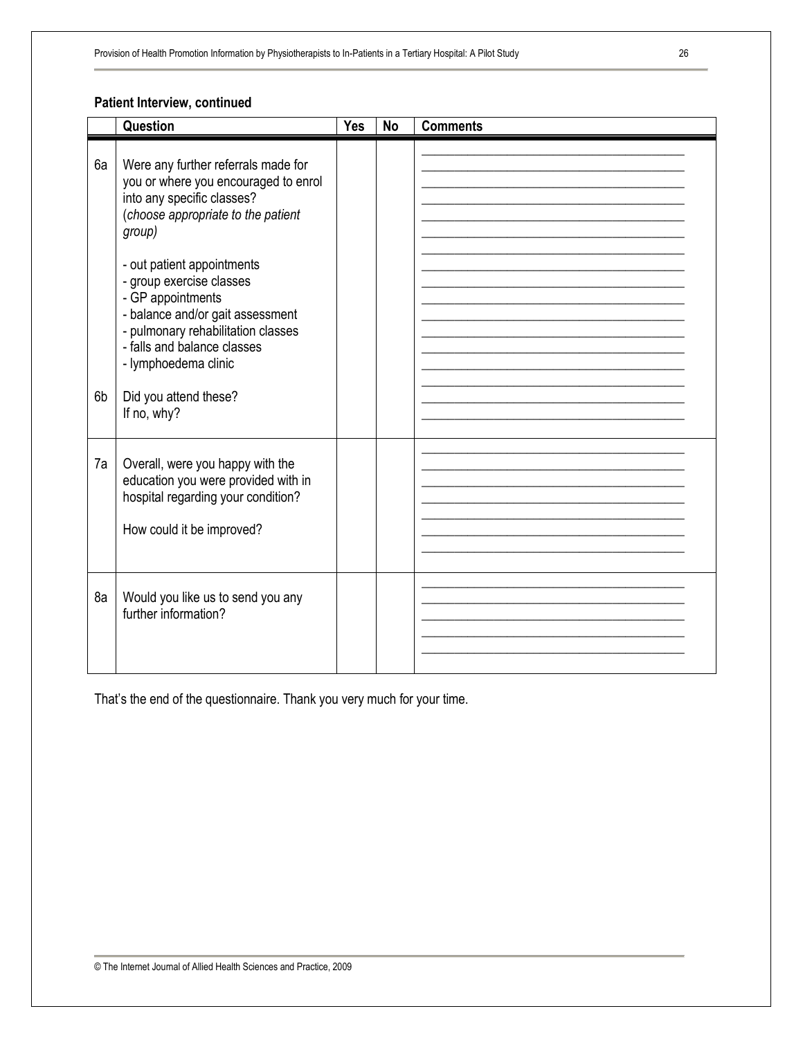**Patient Interview, continued**

| | Question | Yes | No | Comments |
|---|---|---|---|---|
| 6a | Were any further referrals made for you or where you encouraged to enrol into any specific classes? (*choose appropriate to the patient group*)<br><br>- out patient appointments<br>- group exercise classes<br>- GP appointments<br>- balance and/or gait assessment<br>- pulmonary rehabilitation classes<br>- falls and balance classes<br>- lymphoedema clinic | | | |
| 6b | Did you attend these?<br>If no, why? | | | |
| 7a | Overall, were you happy with the education you were provided with in hospital regarding your condition?<br><br>How could it be improved? | | | |
| 8a | Would you like us to send you any further information? | | | |

That's the end of the questionnaire. Thank you very much for your time.